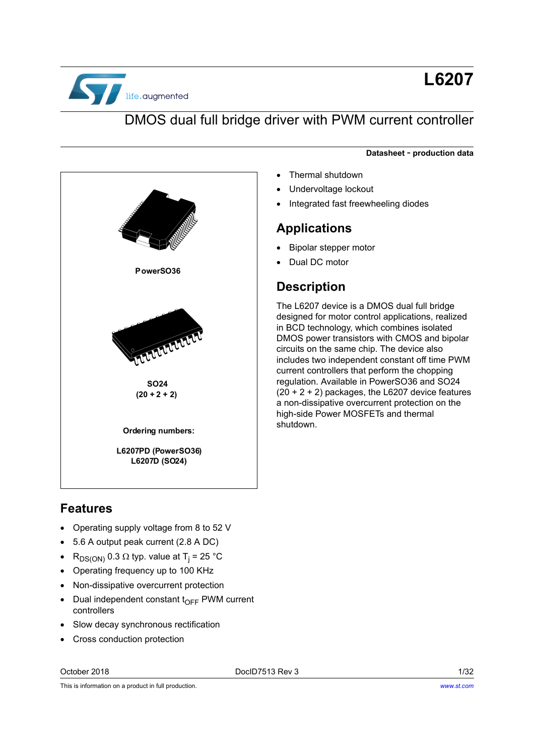# L6207

## DMOS dual full bridge driver with PWM current controller

**Datasheet - production data**

PowerSO36

SO24
(20 + 2 + 2)

**Ordering numbers:**

**L6207PD (PowerSO36)**
**L6207D (SO24)**

## Features

- Operating supply voltage from 8 to 52 V
- 5.6 A output peak current (2.8 A DC)
- $R_{DS(ON)}$ 0.3 Ω typ. value at $T_j$ = 25 °C
- Operating frequency up to 100 KHz
- Non-dissipative overcurrent protection
- Dual independent constant $t_{OFF}$ PWM current controllers
- Slow decay synchronous rectification
- Cross conduction protection
- Thermal shutdown
- Undervoltage lockout
- Integrated fast freewheeling diodes

## Applications

- Bipolar stepper motor
- Dual DC motor

## Description

The L6207 device is a DMOS dual full bridge designed for motor control applications, realized in BCD technology, which combines isolated DMOS power transistors with CMOS and bipolar circuits on the same chip. The device also includes two independent constant off time PWM current controllers that perform the chopping regulation. Available in PowerSO36 and SO24 (20 + 2 + 2) packages, the L6207 device features a non-dissipative overcurrent protection on the high-side Power MOSFETs and thermal shutdown.

October 2018 DocID7513 Rev 3

This is information on a product in full production.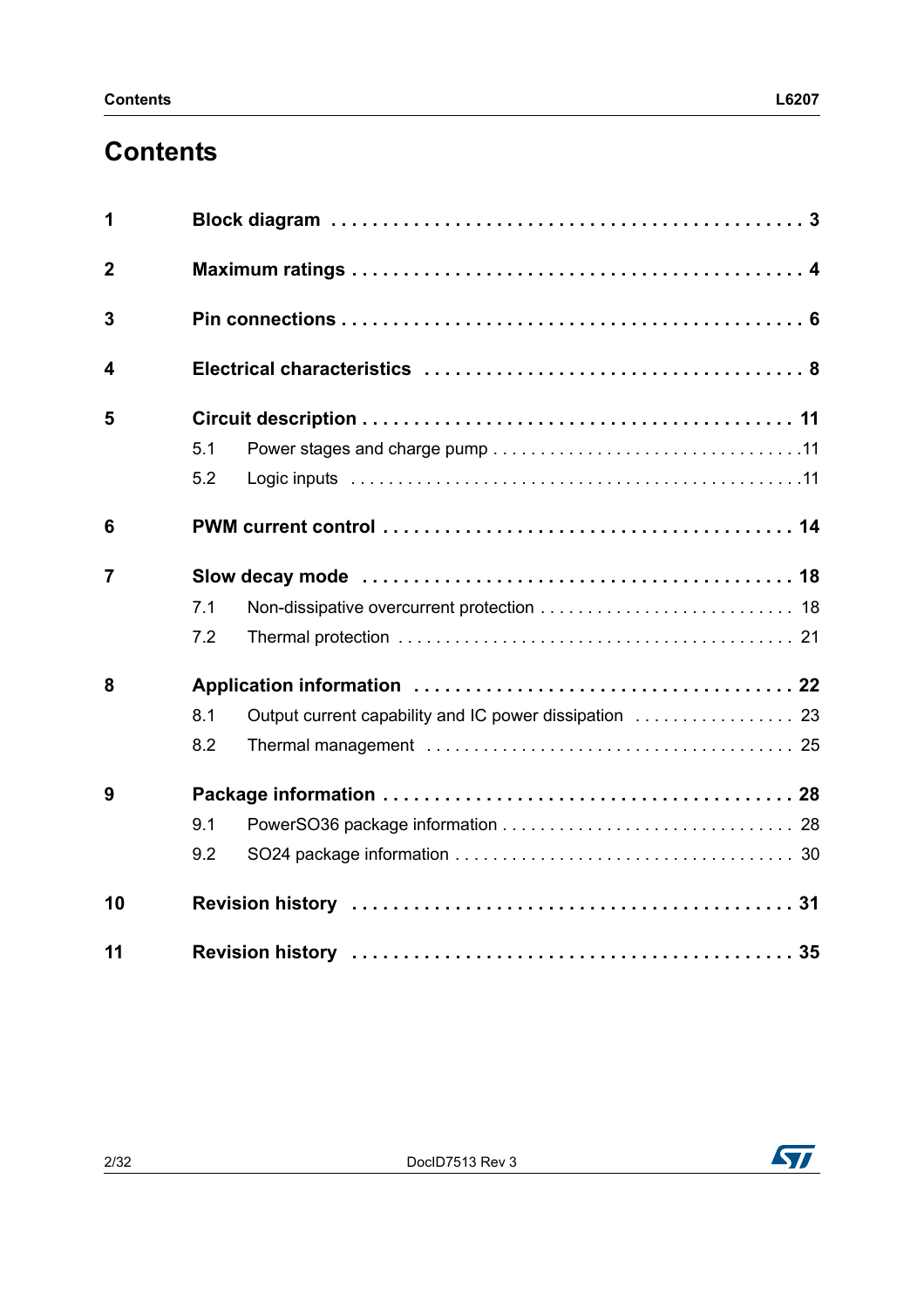# Contents

| | | |
|---|---|---|
| **1** | **Block diagram** | **3** |
| **2** | **Maximum ratings** | **4** |
| **3** | **Pin connections** | **6** |
| **4** | **Electrical characteristics** | **8** |
| **5** | **Circuit description** | **11** |
| | 5.1 Power stages and charge pump | 11 |
| | 5.2 Logic inputs | 11 |
| **6** | **PWM current control** | **14** |
| **7** | **Slow decay mode** | **18** |
| | 7.1 Non-dissipative overcurrent protection | 18 |
| | 7.2 Thermal protection | 21 |
| **8** | **Application information** | **22** |
| | 8.1 Output current capability and IC power dissipation | 23 |
| | 8.2 Thermal management | 25 |
| **9** | **Package information** | **28** |
| | 9.1 PowerSO36 package information | 28 |
| | 9.2 SO24 package information | 30 |
| **10** | **Revision history** | **31** |
| **11** | **Revision history** | **35** |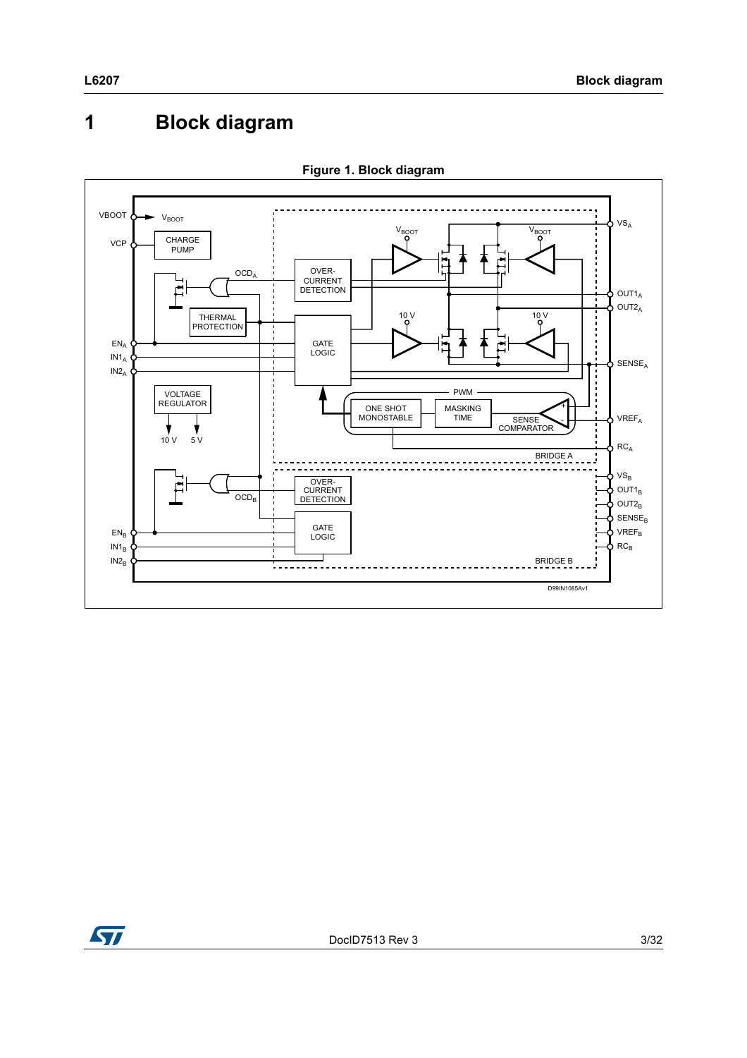# 1 Block diagram

**Figure 1. Block diagram**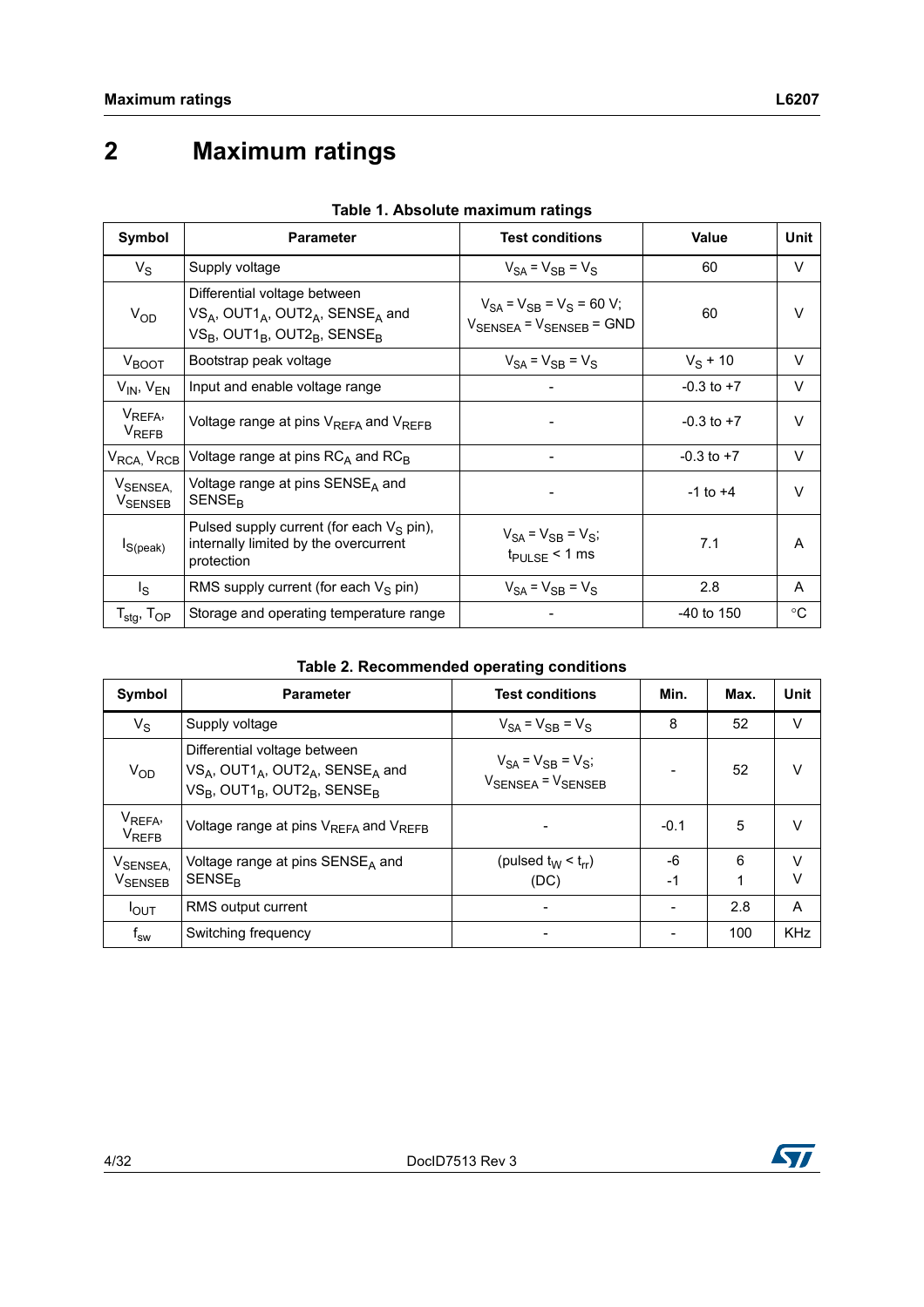# 2 Maximum ratings

**Table 1. Absolute maximum ratings**

| Symbol | Parameter | Test conditions | Value | Unit |
|---|---|---|---|---|
| $V_S$ | Supply voltage | $V_{SA} = V_{SB} = V_S$ | 60 | V |
| $V_{OD}$ | Differential voltage between $VS_A$, $OUT1_A$, $OUT2_A$, $SENSE_A$ and $VS_B$, $OUT1_B$, $OUT2_B$, $SENSE_B$ | $V_{SA} = V_{SB} = V_S = 60$ V; $V_{SENSEA} = V_{SENSEB} = GND$ | 60 | V |
| $V_{BOOT}$ | Bootstrap peak voltage | $V_{SA} = V_{SB} = V_S$ | $V_S + 10$ | V |
| $V_{IN}$, $V_{EN}$ | Input and enable voltage range | - | -0.3 to +7 | V |
| $V_{REFA}$, $V_{REFB}$ | Voltage range at pins $V_{REFA}$ and $V_{REFB}$ | - | -0.3 to +7 | V |
| $V_{RCA}$, $V_{RCB}$ | Voltage range at pins $RC_A$ and $RC_B$ | - | -0.3 to +7 | V |
| $V_{SENSEA}$, $V_{SENSEB}$ | Voltage range at pins $SENSE_A$ and $SENSE_B$ | - | -1 to +4 | V |
| $I_{S(peak)}$ | Pulsed supply current (for each $V_S$ pin), internally limited by the overcurrent protection | $V_{SA} = V_{SB} = V_S$; $t_{PULSE} < 1$ ms | 7.1 | A |
| $I_S$ | RMS supply current (for each $V_S$ pin) | $V_{SA} = V_{SB} = V_S$ | 2.8 | A |
| $T_{stg}$, $T_{OP}$ | Storage and operating temperature range | - | -40 to 150 | °C |

**Table 2. Recommended operating conditions**

| Symbol | Parameter | Test conditions | Min. | Max. | Unit |
|---|---|---|---|---|---|
| $V_S$ | Supply voltage | $V_{SA} = V_{SB} = V_S$ | 8 | 52 | V |
| $V_{OD}$ | Differential voltage between $VS_A$, $OUT1_A$, $OUT2_A$, $SENSE_A$ and $VS_B$, $OUT1_B$, $OUT2_B$, $SENSE_B$ | $V_{SA} = V_{SB} = V_S$; $V_{SENSEA} = V_{SENSEB}$ | - | 52 | V |
| $V_{REFA}$, $V_{REFB}$ | Voltage range at pins $V_{REFA}$ and $V_{REFB}$ | - | -0.1 | 5 | V |
| $V_{SENSEA}$, $V_{SENSEB}$ | Voltage range at pins $SENSE_A$ and $SENSE_B$ | (pulsed $t_W < t_{rr}$)<br>(DC) | -6<br>-1 | 6<br>1 | V<br>V |
| $I_{OUT}$ | RMS output current | - | - | 2.8 | A |
| $f_{sw}$ | Switching frequency | - | - | 100 | KHz |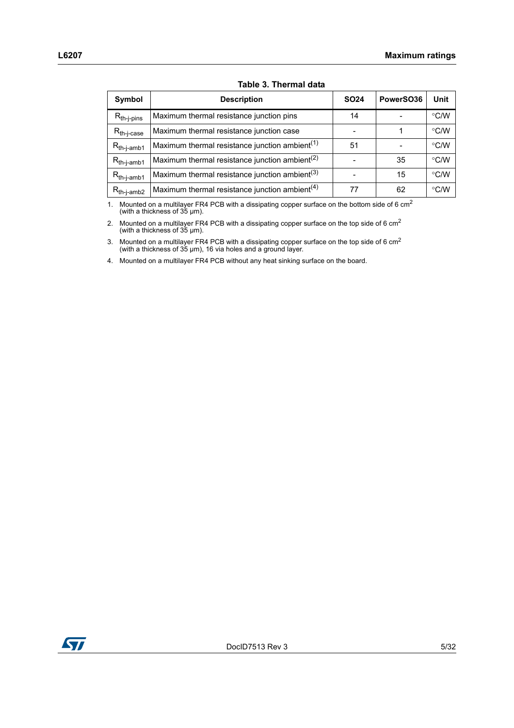**Table 3. Thermal data**

| Symbol | Description | SO24 | PowerSO36 | Unit |
|---|---|---|---|---|
| $R_{th\text{-}j\text{-}pins}$ | Maximum thermal resistance junction pins | 14 | - | °C/W |
| $R_{th\text{-}j\text{-}case}$ | Maximum thermal resistance junction case | - | 1 | °C/W |
| $R_{th\text{-}j\text{-}amb1}$ | Maximum thermal resistance junction ambient(1) | 51 | - | °C/W |
| $R_{th\text{-}j\text{-}amb1}$ | Maximum thermal resistance junction ambient(2) | - | 35 | °C/W |
| $R_{th\text{-}j\text{-}amb1}$ | Maximum thermal resistance junction ambient(3) | - | 15 | °C/W |
| $R_{th\text{-}j\text{-}amb2}$ | Maximum thermal resistance junction ambient(4) | 77 | 62 | °C/W |

1. Mounted on a multilayer FR4 PCB with a dissipating copper surface on the bottom side of 6 $cm^2$ (with a thickness of 35 µm).
2. Mounted on a multilayer FR4 PCB with a dissipating copper surface on the top side of 6 $cm^2$ (with a thickness of 35 µm).
3. Mounted on a multilayer FR4 PCB with a dissipating copper surface on the top side of 6 $cm^2$ (with a thickness of 35 µm), 16 via holes and a ground layer.
4. Mounted on a multilayer FR4 PCB without any heat sinking surface on the board.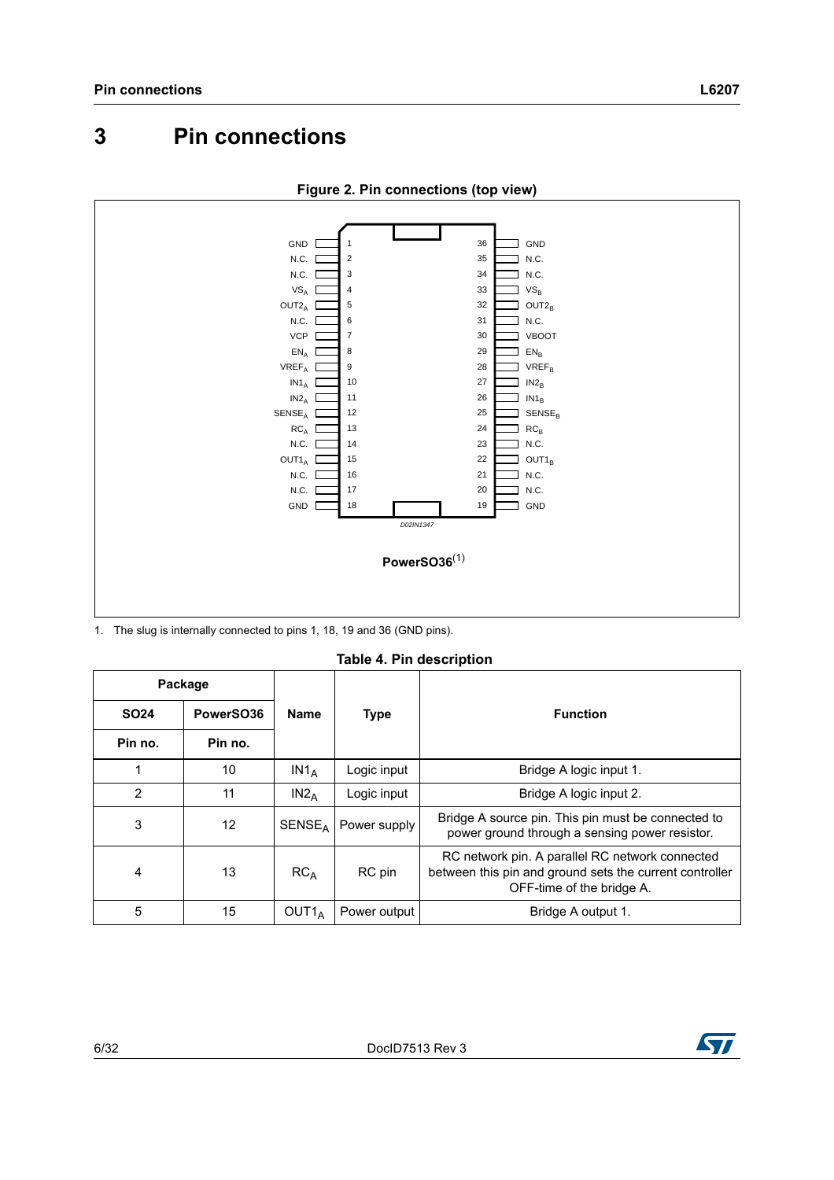# 3 Pin connections

**Figure 2. Pin connections (top view)**

| Pin name | Pin | Pin | Pin name |
|---|---|---|---|
| GND | 1 | 36 | GND |
| N.C. | 2 | 35 | N.C. |
| N.C. | 3 | 34 | N.C. |
| $VS_A$ | 4 | 33 | $VS_B$ |
| $OUT2_A$ | 5 | 32 | $OUT2_B$ |
| N.C. | 6 | 31 | N.C. |
| VCP | 7 | 30 | VBOOT |
| $EN_A$ | 8 | 29 | $EN_B$ |
| $VREF_A$ | 9 | 28 | $VREF_B$ |
| $IN1_A$ | 10 | 27 | $IN2_B$ |
| $IN2_A$ | 11 | 26 | $IN1_B$ |
| $SENSE_A$ | 12 | 25 | $SENSE_B$ |
| $RC_A$ | 13 | 24 | $RC_B$ |
| N.C. | 14 | 23 | N.C. |
| $OUT1_A$ | 15 | 22 | $OUT1_B$ |
| N.C. | 16 | 21 | N.C. |
| N.C. | 17 | 20 | N.C. |
| GND | 18 | 19 | GND |

D02IN1347

**PowerSO36**(1)

1. The slug is internally connected to pins 1, 18, 19 and 36 (GND pins).

**Table 4. Pin description**

| Package | | Name | Type | Function |
|---|---|---|---|---|
| **SO24** | **PowerSO36** | | | |
| **Pin no.** | **Pin no.** | | | |
| 1 | 10 | $IN1_A$ | Logic input | Bridge A logic input 1. |
| 2 | 11 | $IN2_A$ | Logic input | Bridge A logic input 2. |
| 3 | 12 | $SENSE_A$ | Power supply | Bridge A source pin. This pin must be connected to power ground through a sensing power resistor. |
| 4 | 13 | $RC_A$ | RC pin | RC network pin. A parallel RC network connected between this pin and ground sets the current controller OFF-time of the bridge A. |
| 5 | 15 | $OUT1_A$ | Power output | Bridge A output 1. |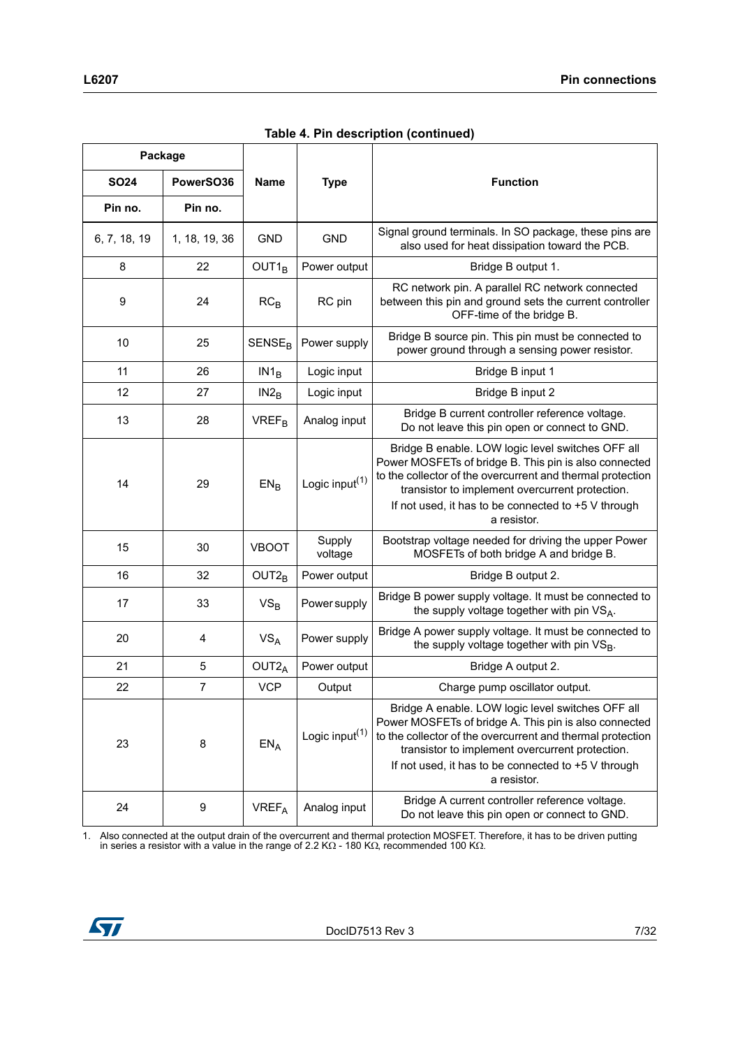**Table 4. Pin description (continued)**

| Package | | Name | Type | Function |
|---|---|---|---|---|
| SO24 | PowerSO36 | | | |
| Pin no. | Pin no. | | | |
| 6, 7, 18, 19 | 1, 18, 19, 36 | GND | GND | Signal ground terminals. In SO package, these pins are also used for heat dissipation toward the PCB. |
| 8 | 22 | $OUT1_B$ | Power output | Bridge B output 1. |
| 9 | 24 | $RC_B$ | RC pin | RC network pin. A parallel RC network connected between this pin and ground sets the current controller OFF-time of the bridge B. |
| 10 | 25 | $SENSE_B$ | Power supply | Bridge B source pin. This pin must be connected to power ground through a sensing power resistor. |
| 11 | 26 | $IN1_B$ | Logic input | Bridge B input 1 |
| 12 | 27 | $IN2_B$ | Logic input | Bridge B input 2 |
| 13 | 28 | $VREF_B$ | Analog input | Bridge B current controller reference voltage. Do not leave this pin open or connect to GND. |
| 14 | 29 | $EN_B$ | Logic input(1) | Bridge B enable. LOW logic level switches OFF all Power MOSFETs of bridge B. This pin is also connected to the collector of the overcurrent and thermal protection transistor to implement overcurrent protection. If not used, it has to be connected to +5 V through a resistor. |
| 15 | 30 | VBOOT | Supply voltage | Bootstrap voltage needed for driving the upper Power MOSFETs of both bridge A and bridge B. |
| 16 | 32 | $OUT2_B$ | Power output | Bridge B output 2. |
| 17 | 33 | $VS_B$ | Power supply | Bridge B power supply voltage. It must be connected to the supply voltage together with pin $VS_A$. |
| 20 | 4 | $VS_A$ | Power supply | Bridge A power supply voltage. It must be connected to the supply voltage together with pin $VS_B$. |
| 21 | 5 | $OUT2_A$ | Power output | Bridge A output 2. |
| 22 | 7 | VCP | Output | Charge pump oscillator output. |
| 23 | 8 | $EN_A$ | Logic input(1) | Bridge A enable. LOW logic level switches OFF all Power MOSFETs of bridge A. This pin is also connected to the collector of the overcurrent and thermal protection transistor to implement overcurrent protection. If not used, it has to be connected to +5 V through a resistor. |
| 24 | 9 | $VREF_A$ | Analog input | Bridge A current controller reference voltage. Do not leave this pin open or connect to GND. |

1. Also connected at the output drain of the overcurrent and thermal protection MOSFET. Therefore, it has to be driven putting in series a resistor with a value in the range of 2.2 KΩ - 180 KΩ, recommended 100 KΩ.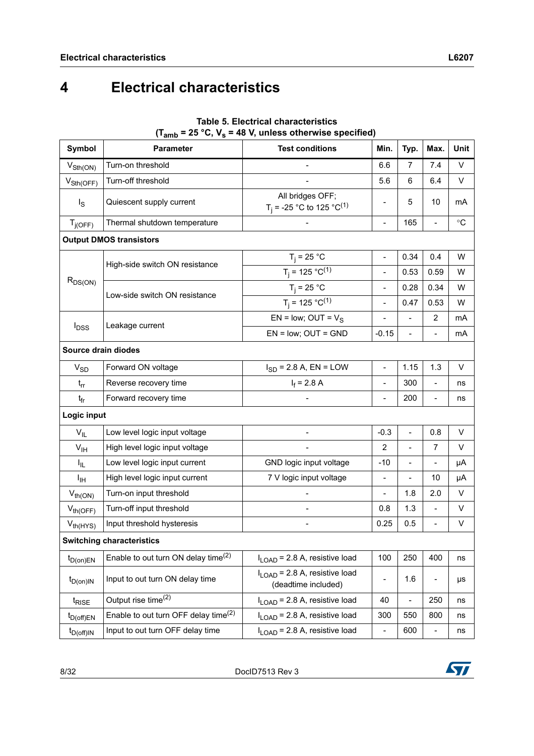# 4 Electrical characteristics

**Table 5. Electrical characteristics ($T_{amb}$ = 25 °C, $V_s$ = 48 V, unless otherwise specified)**

| Symbol | Parameter | Test conditions | Min. | Typ. | Max. | Unit |
|---|---|---|---|---|---|---|
| $V_{Sth(ON)}$ | Turn-on threshold | - | 6.6 | 7 | 7.4 | V |
| $V_{Sth(OFF)}$ | Turn-off threshold | - | 5.6 | 6 | 6.4 | V |
| $I_S$ | Quiescent supply current | All bridges OFF; $T_j$ = -25 °C to 125 °C[1] | - | 5 | 10 | mA |
| $T_{j(OFF)}$ | Thermal shutdown temperature | - | - | 165 | - | °C |
| **Output DMOS transistors** | | | | | | |
| $R_{DS(ON)}$ | High-side switch ON resistance | $T_j$ = 25 °C | - | 0.34 | 0.4 | W |
| | | $T_j$ = 125 °C[1] | - | 0.53 | 0.59 | W |
| | Low-side switch ON resistance | $T_j$ = 25 °C | - | 0.28 | 0.34 | W |
| | | $T_j$ = 125 °C[1] | - | 0.47 | 0.53 | W |
| $I_{DSS}$ | Leakage current | EN = low; OUT = $V_S$ | - | - | 2 | mA |
| | | EN = low; OUT = GND | -0.15 | - | - | mA |
| **Source drain diodes** | | | | | | |
| $V_{SD}$ | Forward ON voltage | $I_{SD}$ = 2.8 A, EN = LOW | - | 1.15 | 1.3 | V |
| $t_{rr}$ | Reverse recovery time | $I_f$ = 2.8 A | - | 300 | - | ns |
| $t_{fr}$ | Forward recovery time | - | - | 200 | - | ns |
| **Logic input** | | | | | | |
| $V_{IL}$ | Low level logic input voltage | - | -0.3 | - | 0.8 | V |
| $V_{IH}$ | High level logic input voltage | - | 2 | - | 7 | V |
| $I_{IL}$ | Low level logic input current | GND logic input voltage | -10 | - | - | µA |
| $I_{IH}$ | High level logic input current | 7 V logic input voltage | - | - | 10 | µA |
| $V_{th(ON)}$ | Turn-on input threshold | - | - | 1.8 | 2.0 | V |
| $V_{th(OFF)}$ | Turn-off input threshold | - | 0.8 | 1.3 | - | V |
| $V_{th(HYS)}$ | Input threshold hysteresis | - | 0.25 | 0.5 | - | V |
| **Switching characteristics** | | | | | | |
| $t_{D(on)EN}$ | Enable to out turn ON delay time[2] | $I_{LOAD}$ = 2.8 A, resistive load | 100 | 250 | 400 | ns |
| $t_{D(on)IN}$ | Input to out turn ON delay time | $I_{LOAD}$ = 2.8 A, resistive load (deadtime included) | - | 1.6 | - | µs |
| $t_{RISE}$ | Output rise time[2] | $I_{LOAD}$ = 2.8 A, resistive load | 40 | - | 250 | ns |
| $t_{D(off)EN}$ | Enable to out turn OFF delay time[2] | $I_{LOAD}$ = 2.8 A, resistive load | 300 | 550 | 800 | ns |
| $t_{D(off)IN}$ | Input to out turn OFF delay time | $I_{LOAD}$ = 2.8 A, resistive load | - | 600 | - | ns |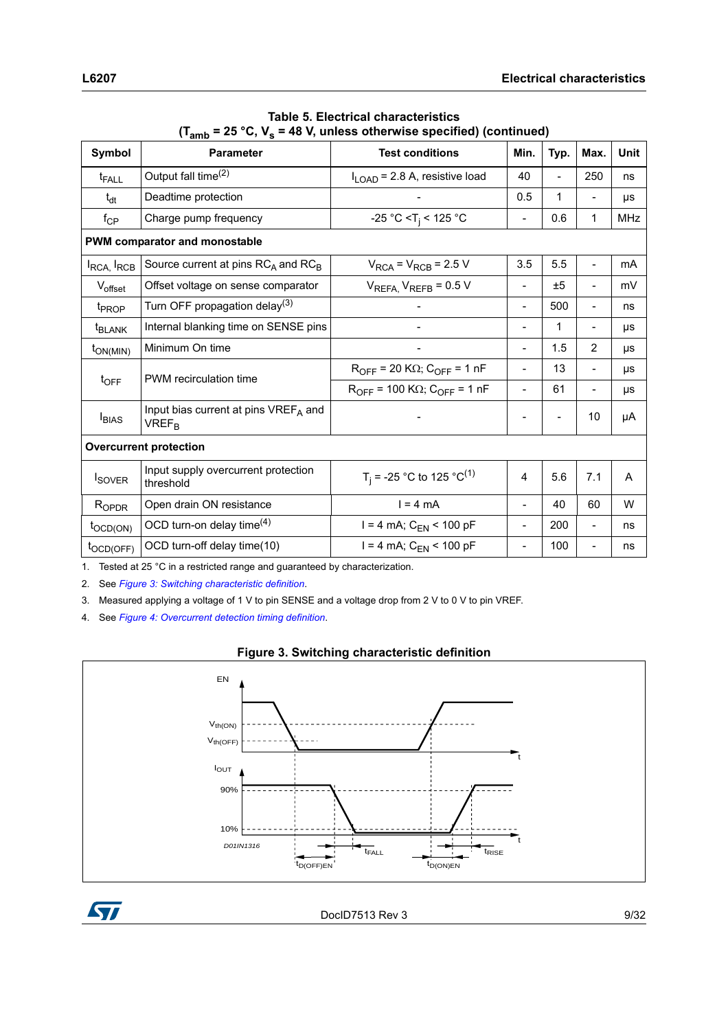**Table 5. Electrical characteristics**
**($T_{amb}$ = 25 °C, $V_s$ = 48 V, unless otherwise specified) (continued)**

| Symbol | Parameter | Test conditions | Min. | Typ. | Max. | Unit |
|---|---|---|---|---|---|---|
| $t_{FALL}$ | Output fall time[(2)] | $I_{LOAD}$ = 2.8 A, resistive load | 40 | - | 250 | ns |
| $t_{dt}$ | Deadtime protection | - | 0.5 | 1 | - | µs |
| $f_{CP}$ | Charge pump frequency | -25 °C < $T_j$ < 125 °C | - | 0.6 | 1 | MHz |
| **PWM comparator and monostable** | | | | | | |
| $I_{RCA}$, $I_{RCB}$ | Source current at pins $RC_A$ and $RC_B$ | $V_{RCA}$ = $V_{RCB}$ = 2.5 V | 3.5 | 5.5 | - | mA |
| $V_{offset}$ | Offset voltage on sense comparator | $V_{REFA}$, $V_{REFB}$ = 0.5 V | - | ±5 | - | mV |
| $t_{PROP}$ | Turn OFF propagation delay[(3)] | - | - | 500 | - | ns |
| $t_{BLANK}$ | Internal blanking time on SENSE pins | - | - | 1 | - | µs |
| $t_{ON(MIN)}$ | Minimum On time | - | - | 1.5 | 2 | µs |
| $t_{OFF}$ | PWM recirculation time | $R_{OFF}$ = 20 KΩ; $C_{OFF}$ = 1 nF | - | 13 | - | µs |
| | | $R_{OFF}$ = 100 KΩ; $C_{OFF}$ = 1 nF | - | 61 | - | µs |
| $I_{BIAS}$ | Input bias current at pins $VREF_A$ and $VREF_B$ | - | - | - | 10 | µA |
| **Overcurrent protection** | | | | | | |
| $I_{SOVER}$ | Input supply overcurrent protection threshold | $T_j$ = -25 °C to 125 °C[(1)] | 4 | 5.6 | 7.1 | A |
| $R_{OPDR}$ | Open drain ON resistance | I = 4 mA | - | 40 | 60 | W |
| $t_{OCD(ON)}$ | OCD turn-on delay time[(4)] | I = 4 mA; $C_{EN}$ < 100 pF | - | 200 | - | ns |
| $t_{OCD(OFF)}$ | OCD turn-off delay time(10) | I = 4 mA; $C_{EN}$ < 100 pF | - | 100 | - | ns |

1. Tested at 25 °C in a restricted range and guaranteed by characterization.
2. See *Figure 3: Switching characteristic definition*.
3. Measured applying a voltage of 1 V to pin SENSE and a voltage drop from 2 V to 0 V to pin VREF.
4. See *Figure 4: Overcurrent detection timing definition*.

**Figure 3. Switching characteristic definition**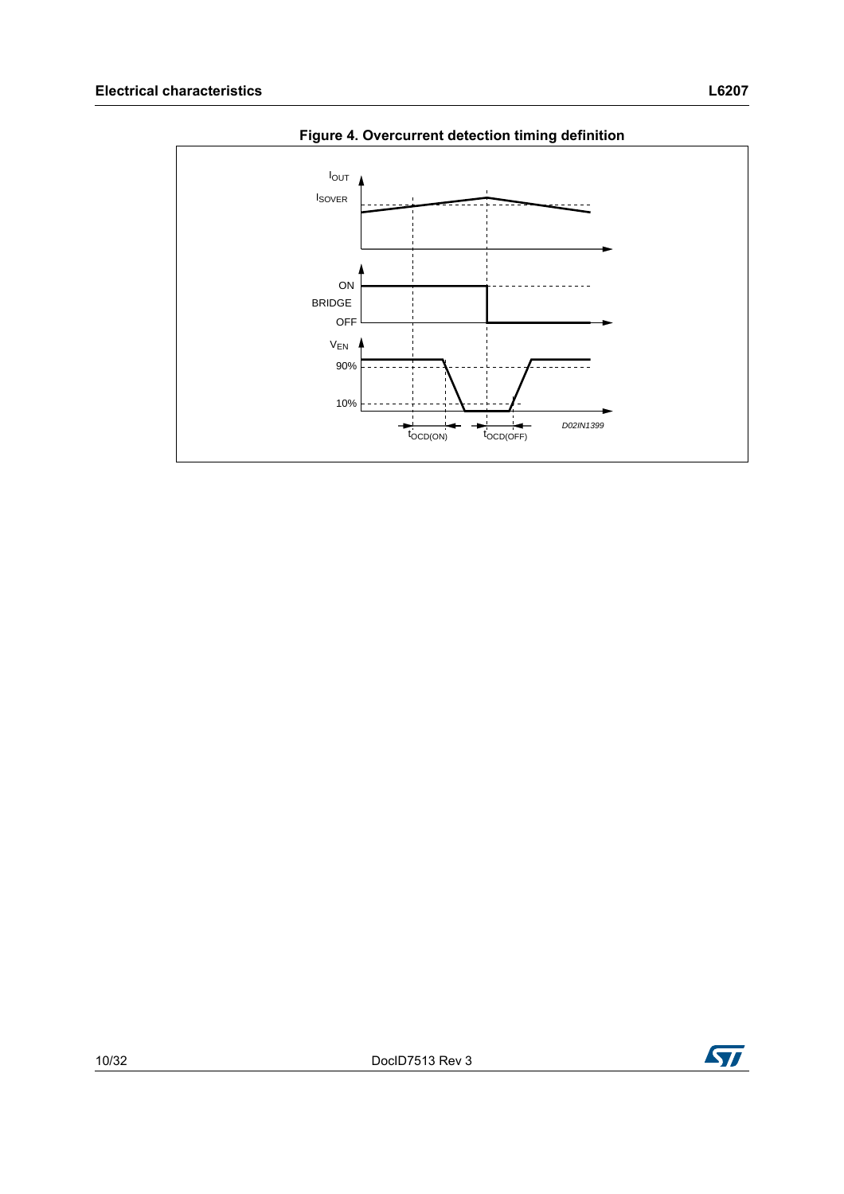**Figure 4. Overcurrent detection timing definition**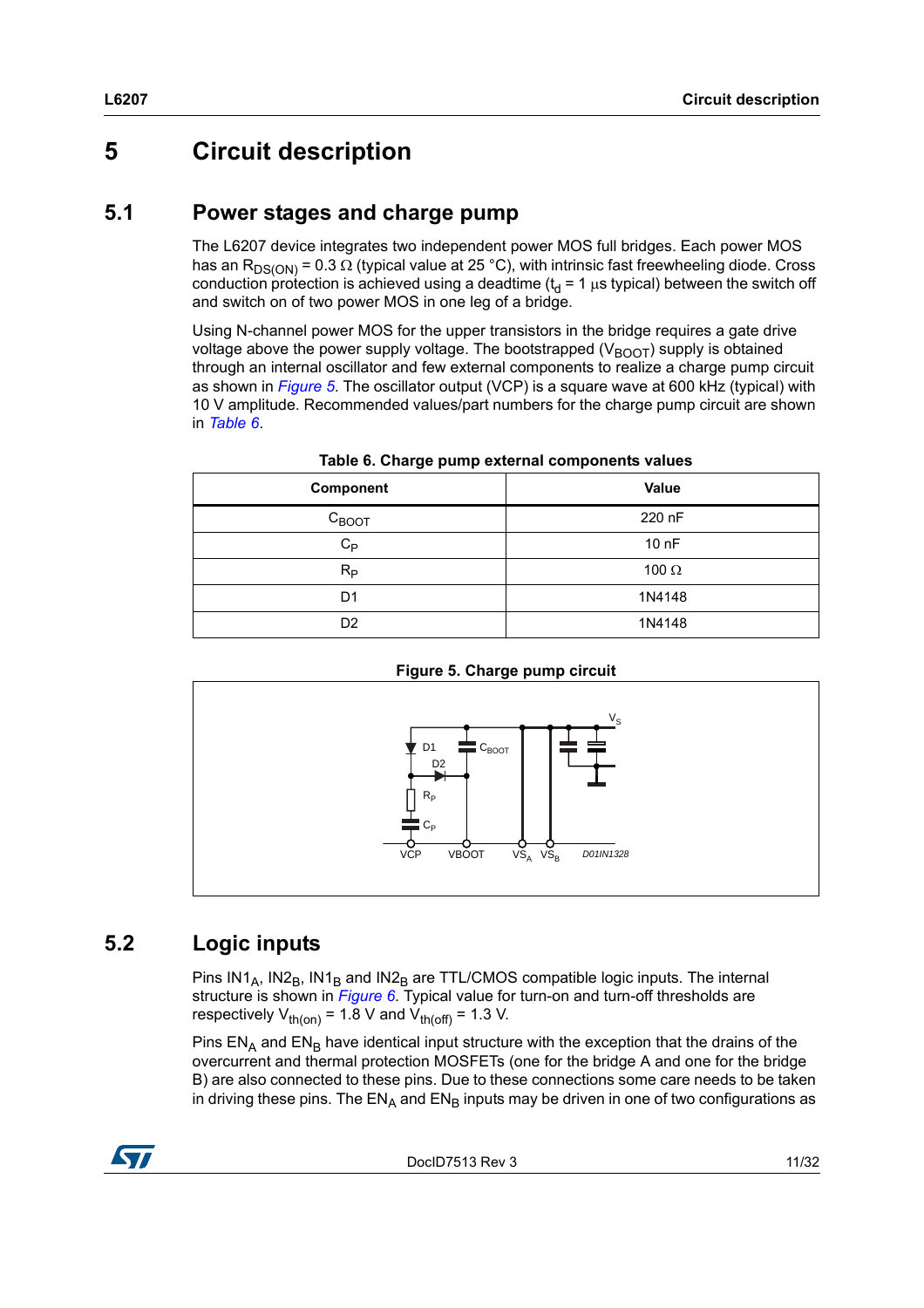# 5 Circuit description

## 5.1 Power stages and charge pump

The L6207 device integrates two independent power MOS full bridges. Each power MOS has an $R_{DS(ON)}$ = 0.3 Ω (typical value at 25 °C), with intrinsic fast freewheeling diode. Cross conduction protection is achieved using a deadtime ($t_d$ = 1 µs typical) between the switch off and switch on of two power MOS in one leg of a bridge.

Using N-channel power MOS for the upper transistors in the bridge requires a gate drive voltage above the power supply voltage. The bootstrapped ($V_{BOOT}$) supply is obtained through an internal oscillator and few external components to realize a charge pump circuit as shown in *Figure 5*. The oscillator output (VCP) is a square wave at 600 kHz (typical) with 10 V amplitude. Recommended values/part numbers for the charge pump circuit are shown in *Table 6*.

**Table 6. Charge pump external components values**

| Component | Value |
|---|---|
| $C_{BOOT}$ | 220 nF |
| $C_P$ | 10 nF |
| $R_P$ | 100 Ω |
| D1 | 1N4148 |
| D2 | 1N4148 |

**Figure 5. Charge pump circuit**

## 5.2 Logic inputs

Pins $IN1_A$, $IN2_B$, $IN1_B$ and $IN2_B$ are TTL/CMOS compatible logic inputs. The internal structure is shown in *Figure 6*. Typical value for turn-on and turn-off thresholds are respectively $V_{th(on)}$ = 1.8 V and $V_{th(off)}$ = 1.3 V.

Pins $EN_A$ and $EN_B$ have identical input structure with the exception that the drains of the overcurrent and thermal protection MOSFETs (one for the bridge A and one for the bridge B) are also connected to these pins. Due to these connections some care needs to be taken in driving these pins. The $EN_A$ and $EN_B$ inputs may be driven in one of two configurations as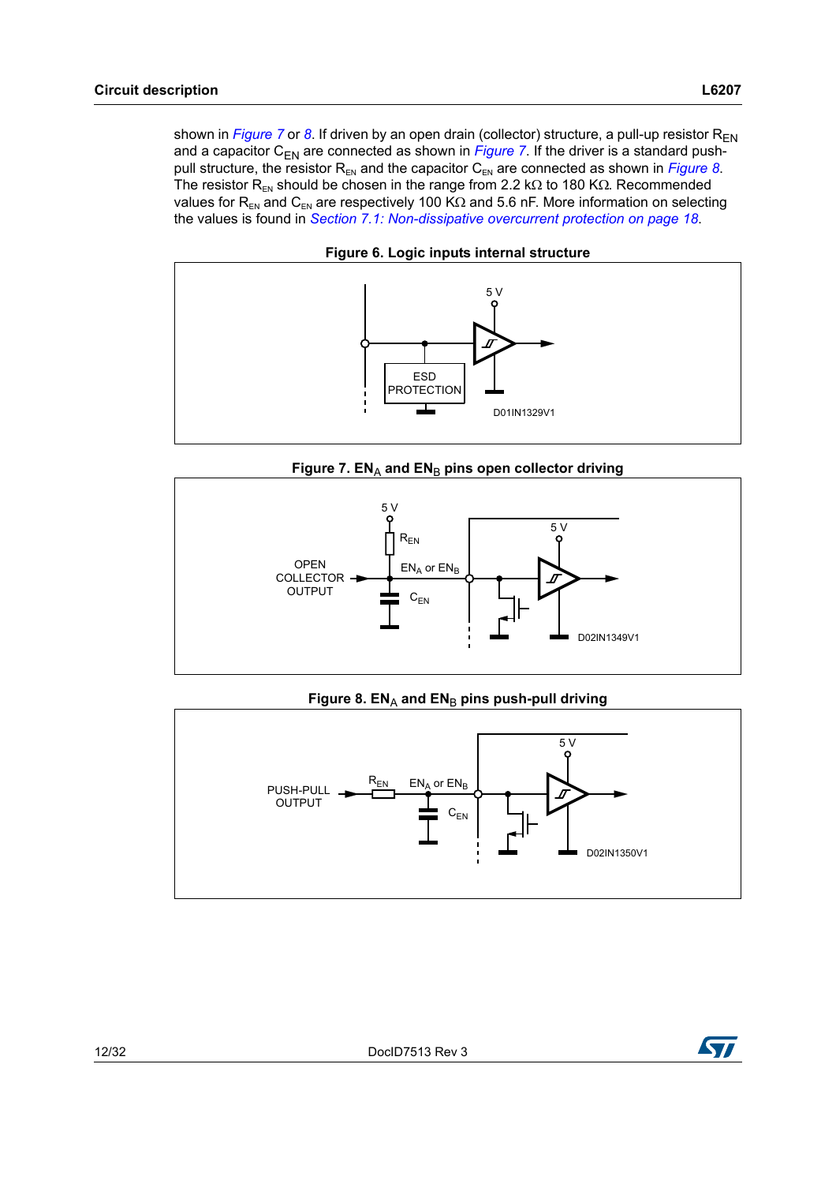shown in *Figure 7* or *8*. If driven by an open drain (collector) structure, a pull-up resistor $R_{EN}$ and a capacitor $C_{EN}$ are connected as shown in *Figure 7*. If the driver is a standard push-pull structure, the resistor $R_{EN}$ and the capacitor $C_{EN}$ are connected as shown in *Figure 8*. The resistor $R_{EN}$ should be chosen in the range from 2.2 kΩ to 180 KΩ. Recommended values for $R_{EN}$ and $C_{EN}$ are respectively 100 KΩ and 5.6 nF. More information on selecting the values is found in *Section 7.1: Non-dissipative overcurrent protection on page 18*.

**Figure 6. Logic inputs internal structure**

**Figure 7. $EN_A$ and $EN_B$ pins open collector driving**

**Figure 8. $EN_A$ and $EN_B$ pins push-pull driving**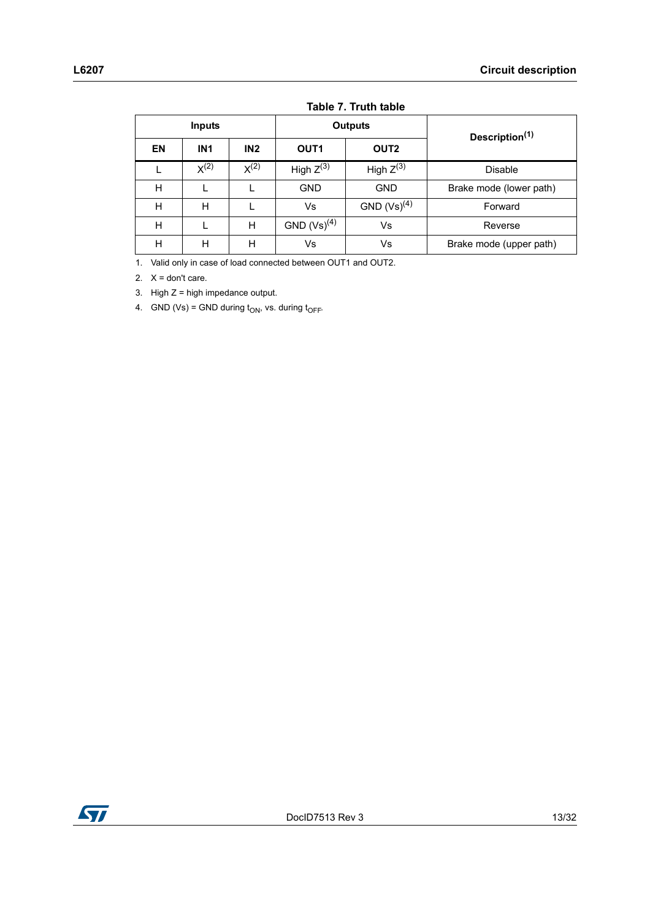**Table 7. Truth table**

| Inputs | | | Outputs | | Description[1] |
|---|---|---|---|---|---|
| EN | IN1 | IN2 | OUT1 | OUT2 | |
| L | X[2] | X[2] | High Z[3] | High Z[3] | Disable |
| H | L | L | GND | GND | Brake mode (lower path) |
| H | H | L | Vs | GND (Vs)[4] | Forward |
| H | L | H | GND (Vs)[4] | Vs | Reverse |
| H | H | H | Vs | Vs | Brake mode (upper path) |

1. Valid only in case of load connected between OUT1 and OUT2.
2. X = don't care.
3. High Z = high impedance output.
4. GND (Vs) = GND during $t_{ON}$, vs. during $t_{OFF}$.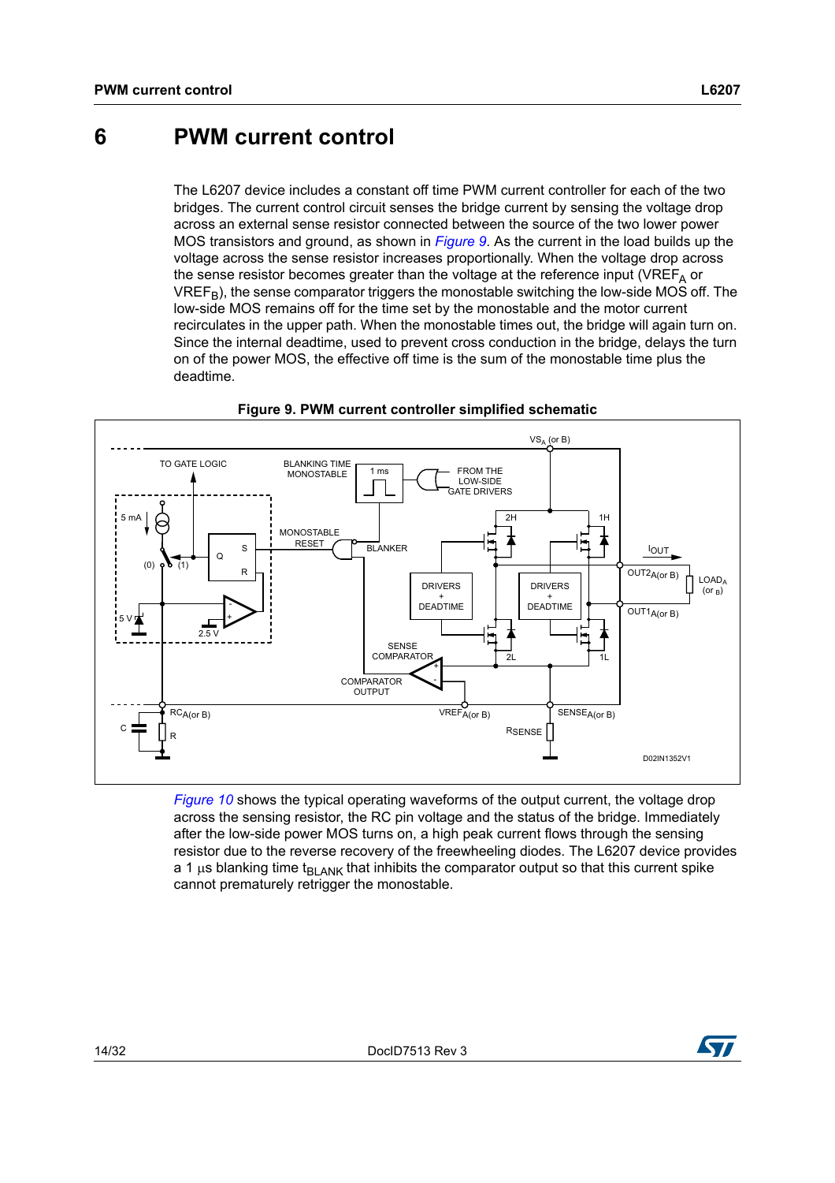# 6 PWM current control

The L6207 device includes a constant off time PWM current controller for each of the two bridges. The current control circuit senses the bridge current by sensing the voltage drop across an external sense resistor connected between the source of the two lower power MOS transistors and ground, as shown in *Figure 9*. As the current in the load builds up the voltage across the sense resistor increases proportionally. When the voltage drop across the sense resistor becomes greater than the voltage at the reference input ($VREF_A$ or $VREF_B$), the sense comparator triggers the monostable switching the low-side MOS off. The low-side MOS remains off for the time set by the monostable and the motor current recirculates in the upper path. When the monostable times out, the bridge will again turn on. Since the internal deadtime, used to prevent cross conduction in the bridge, delays the turn on of the power MOS, the effective off time is the sum of the monostable time plus the deadtime.

**Figure 9. PWM current controller simplified schematic**

*Figure 10* shows the typical operating waveforms of the output current, the voltage drop across the sensing resistor, the RC pin voltage and the status of the bridge. Immediately after the low-side power MOS turns on, a high peak current flows through the sensing resistor due to the reverse recovery of the freewheeling diodes. The L6207 device provides a 1 µs blanking time $t_{BLANK}$ that inhibits the comparator output so that this current spike cannot prematurely retrigger the monostable.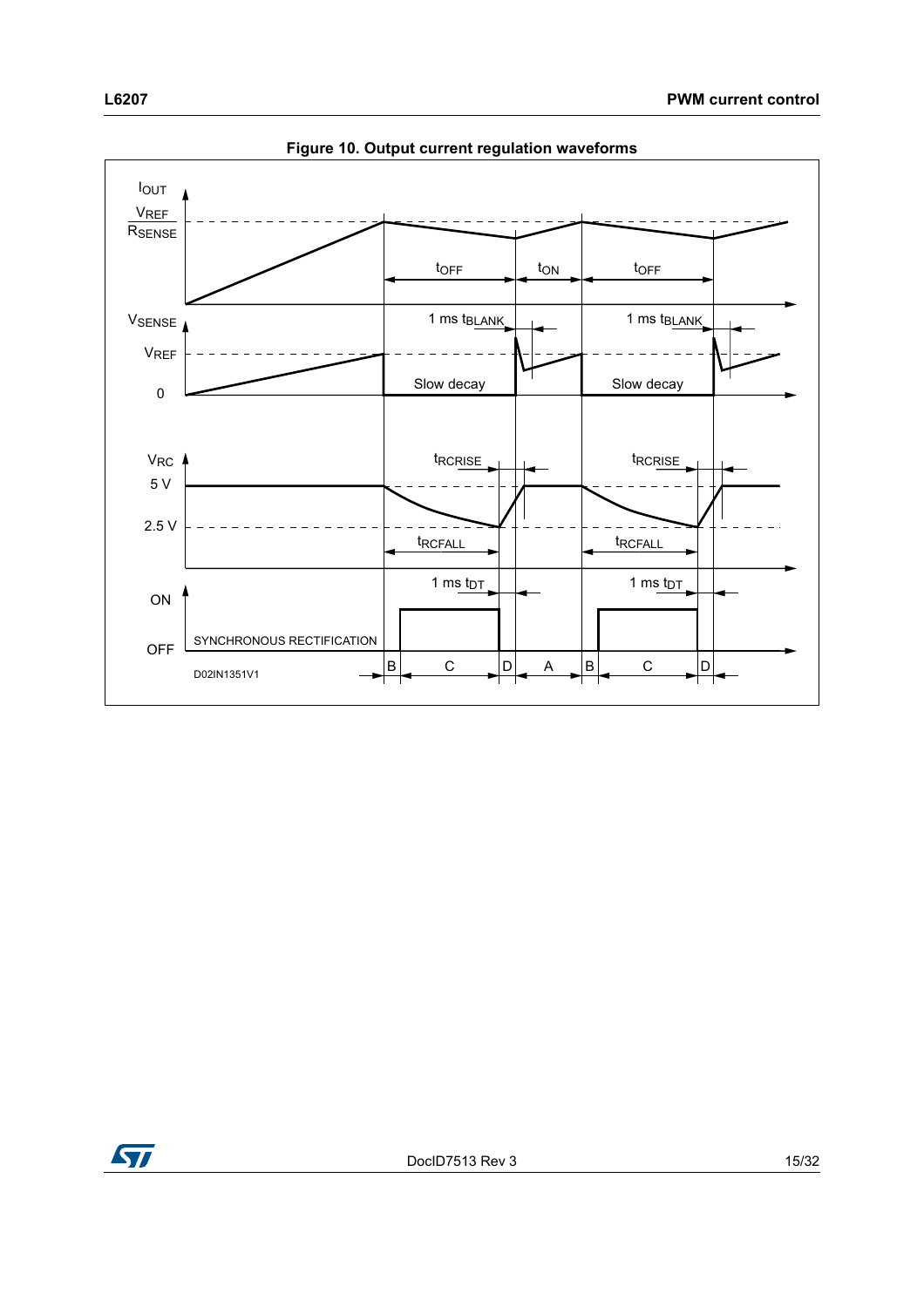**Figure 10. Output current regulation waveforms**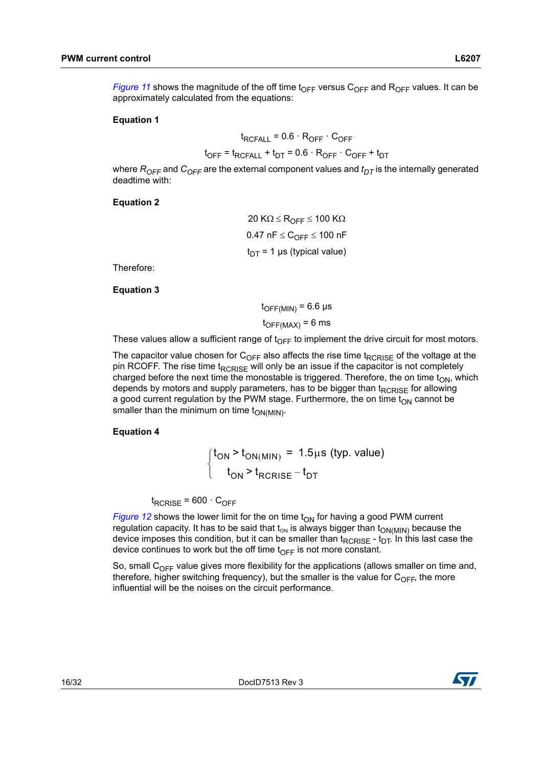*Figure 11* shows the magnitude of the off time $t_{OFF}$ versus $C_{OFF}$ and $R_{OFF}$ values. It can be approximately calculated from the equations:

**Equation 1**

$$t_{RCFALL} = 0.6 \cdot R_{OFF} \cdot C_{OFF}$$

$$t_{OFF} = t_{RCFALL} + t_{DT} = 0.6 \cdot R_{OFF} \cdot C_{OFF} + t_{DT}$$

where $R_{OFF}$ and $C_{OFF}$ are the external component values and $t_{DT}$ is the internally generated deadtime with:

**Equation 2**

$$20\ \text{K}\Omega \le R_{OFF} \le 100\ \text{K}\Omega$$

$$0.47\ \text{nF} \le C_{OFF} \le 100\ \text{nF}$$

$$t_{DT} = 1\ \mu\text{s (typical value)}$$

Therefore:

**Equation 3**

$$t_{OFF(MIN)} = 6.6\ \mu\text{s}$$

$$t_{OFF(MAX)} = 6\ \text{ms}$$

These values allow a sufficient range of $t_{OFF}$ to implement the drive circuit for most motors.

The capacitor value chosen for $C_{OFF}$ also affects the rise time $t_{RCRISE}$ of the voltage at the pin RCOFF. The rise time $t_{RCRISE}$ will only be an issue if the capacitor is not completely charged before the next time the monostable is triggered. Therefore, the on time $t_{ON}$, which depends by motors and supply parameters, has to be bigger than $t_{RCRISE}$ for allowing a good current regulation by the PWM stage. Furthermore, the on time $t_{ON}$ cannot be smaller than the minimum on time $t_{ON(MIN)}$.

**Equation 4**

$$\begin{cases} t_{ON} > t_{ON(MIN)} = 1.5\mu\text{s (typ. value)} \\ t_{ON} > t_{RCRISE} - t_{DT} \end{cases}$$

$$t_{RCRISE} = 600 \cdot C_{OFF}$$

*Figure 12* shows the lower limit for the on time $t_{ON}$ for having a good PWM current regulation capacity. It has to be said that $t_{ON}$ is always bigger than $t_{ON(MIN)}$ because the device imposes this condition, but it can be smaller than $t_{RCRISE}$ - $t_{DT}$. In this last case the device continues to work but the off time $t_{OFF}$ is not more constant.

So, small $C_{OFF}$ value gives more flexibility for the applications (allows smaller on time and, therefore, higher switching frequency), but the smaller is the value for $C_{OFF}$, the more influential will be the noises on the circuit performance.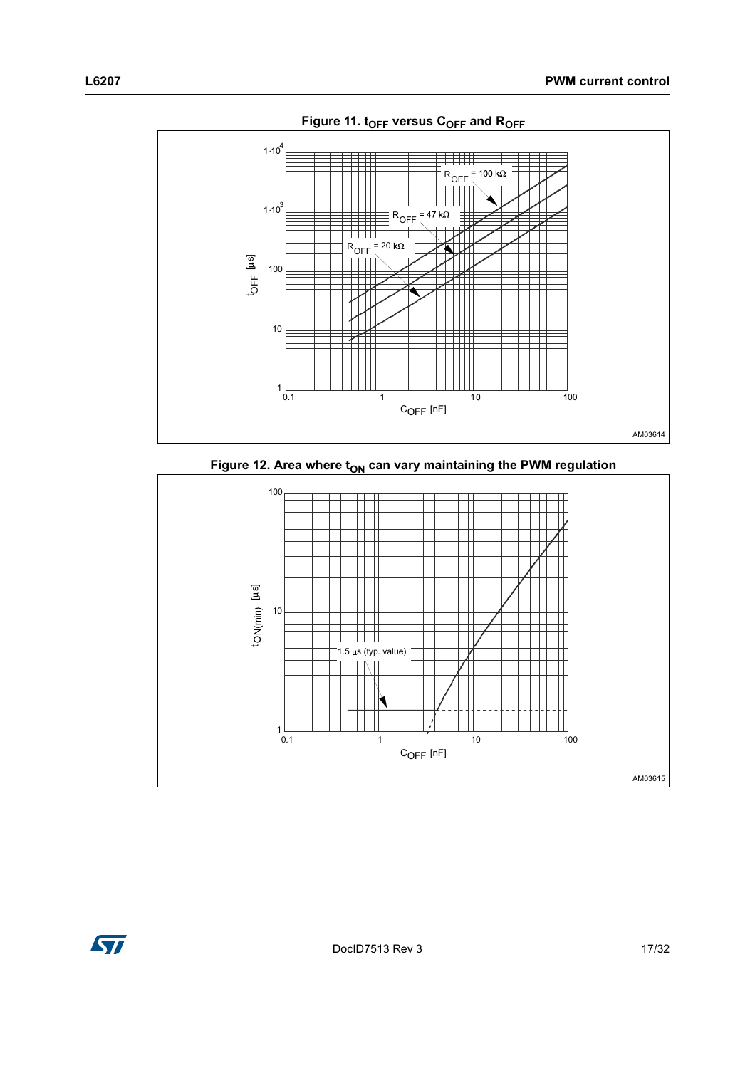**Figure 11. $t_{OFF}$ versus $C_{OFF}$ and $R_{OFF}$**

**Figure 12. Area where $t_{ON}$ can vary maintaining the PWM regulation**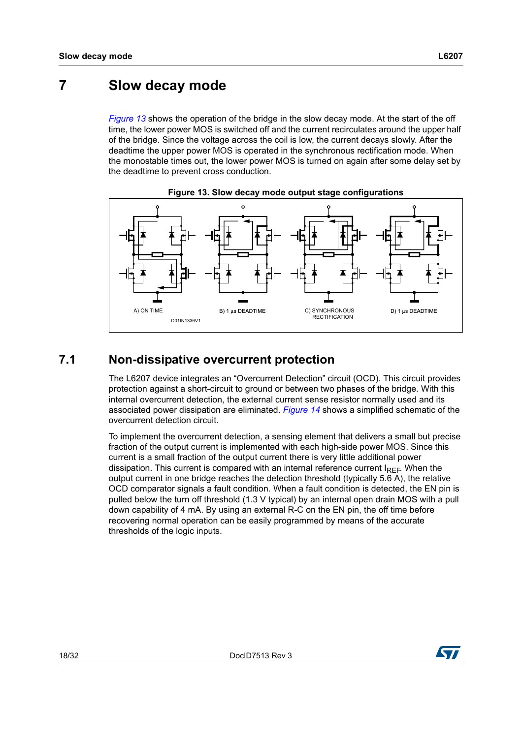# 7 Slow decay mode

*Figure 13* shows the operation of the bridge in the slow decay mode. At the start of the off time, the lower power MOS is switched off and the current recirculates around the upper half of the bridge. Since the voltage across the coil is low, the current decays slowly. After the deadtime the upper power MOS is operated in the synchronous rectification mode. When the monostable times out, the lower power MOS is turned on again after some delay set by the deadtime to prevent cross conduction.

**Figure 13. Slow decay mode output stage configurations**

A) ON TIME
B) 1 µs DEADTIME
C) SYNCHRONOUS RECTIFICATION
D) 1 µs DEADTIME

D01IN1336V1

## 7.1 Non-dissipative overcurrent protection

The L6207 device integrates an “Overcurrent Detection” circuit (OCD). This circuit provides protection against a short-circuit to ground or between two phases of the bridge. With this internal overcurrent detection, the external current sense resistor normally used and its associated power dissipation are eliminated. *Figure 14* shows a simplified schematic of the overcurrent detection circuit.

To implement the overcurrent detection, a sensing element that delivers a small but precise fraction of the output current is implemented with each high-side power MOS. Since this current is a small fraction of the output current there is very little additional power dissipation. This current is compared with an internal reference current $I_{REF}$. When the output current in one bridge reaches the detection threshold (typically 5.6 A), the relative OCD comparator signals a fault condition. When a fault condition is detected, the EN pin is pulled below the turn off threshold (1.3 V typical) by an internal open drain MOS with a pull down capability of 4 mA. By using an external R-C on the EN pin, the off time before recovering normal operation can be easily programmed by means of the accurate thresholds of the logic inputs.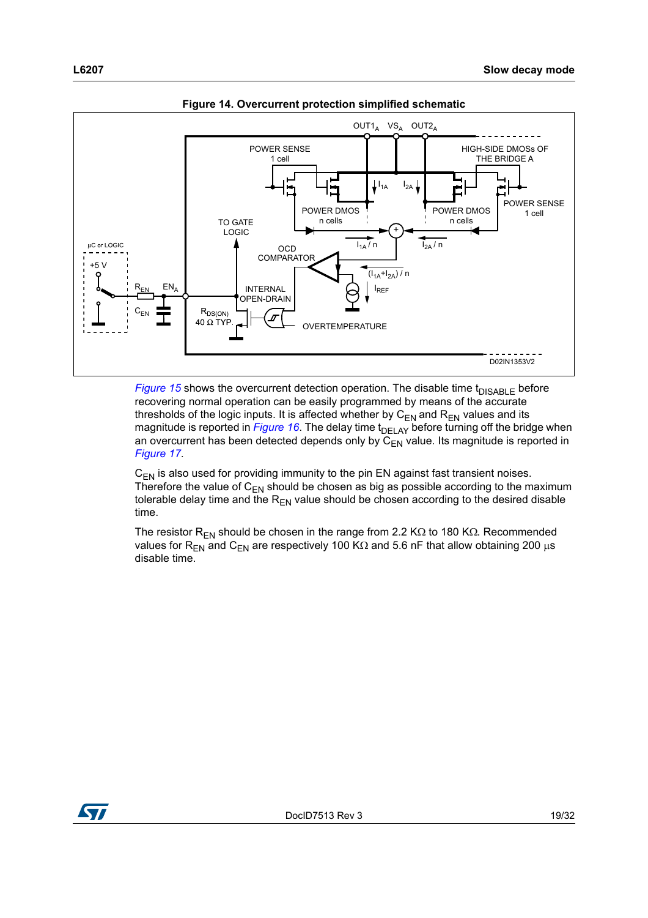**Figure 14. Overcurrent protection simplified schematic**

*Figure 15* shows the overcurrent detection operation. The disable time $t_{DISABLE}$ before recovering normal operation can be easily programmed by means of the accurate thresholds of the logic inputs. It is affected whether by $C_{EN}$ and $R_{EN}$ values and its magnitude is reported in *Figure 16*. The delay time $t_{DELAY}$ before turning off the bridge when an overcurrent has been detected depends only by $C_{EN}$ value. Its magnitude is reported in *Figure 17*.

$C_{EN}$ is also used for providing immunity to the pin EN against fast transient noises. Therefore the value of $C_{EN}$ should be chosen as big as possible according to the maximum tolerable delay time and the $R_{EN}$ value should be chosen according to the desired disable time.

The resistor $R_{EN}$ should be chosen in the range from 2.2 KΩ to 180 KΩ. Recommended values for $R_{EN}$ and $C_{EN}$ are respectively 100 KΩ and 5.6 nF that allow obtaining 200 μs disable time.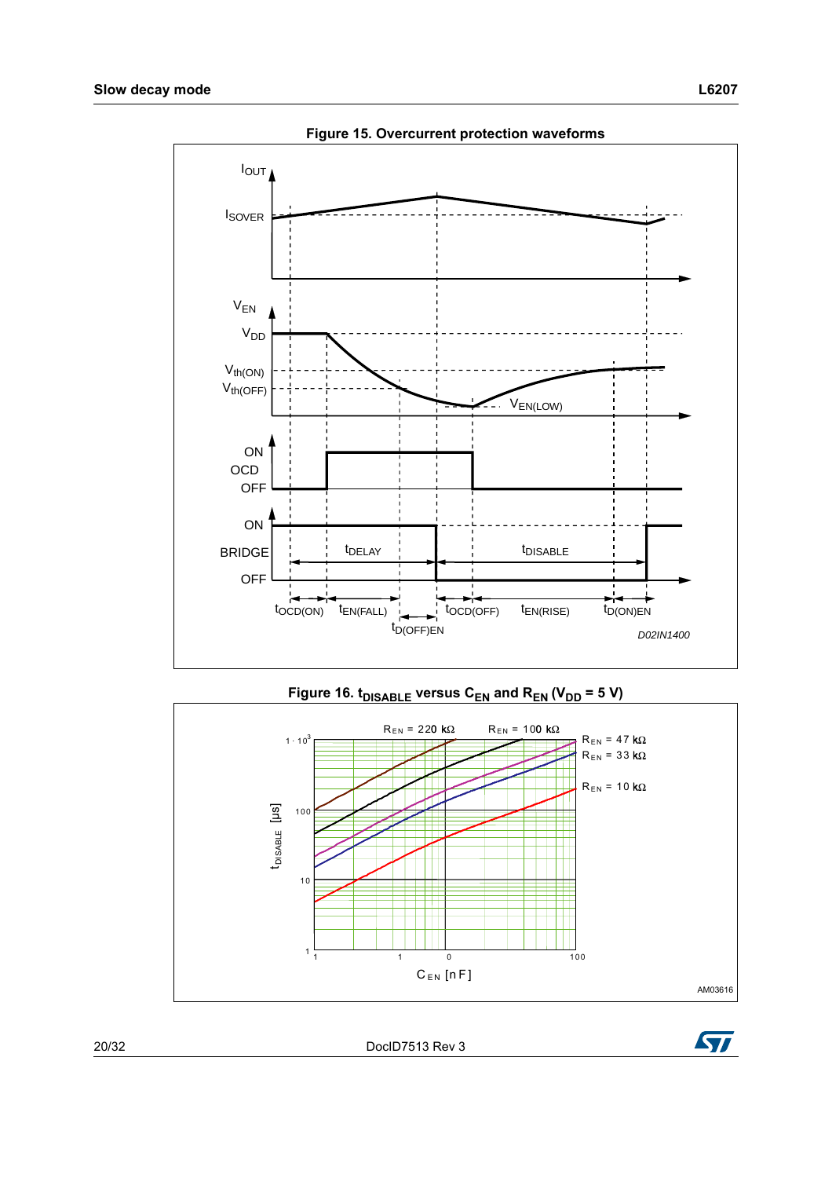**Figure 15. Overcurrent protection waveforms**

**Figure 16. $t_{DISABLE}$ versus $C_{EN}$ and $R_{EN}$ ($V_{DD}$ = 5 V)**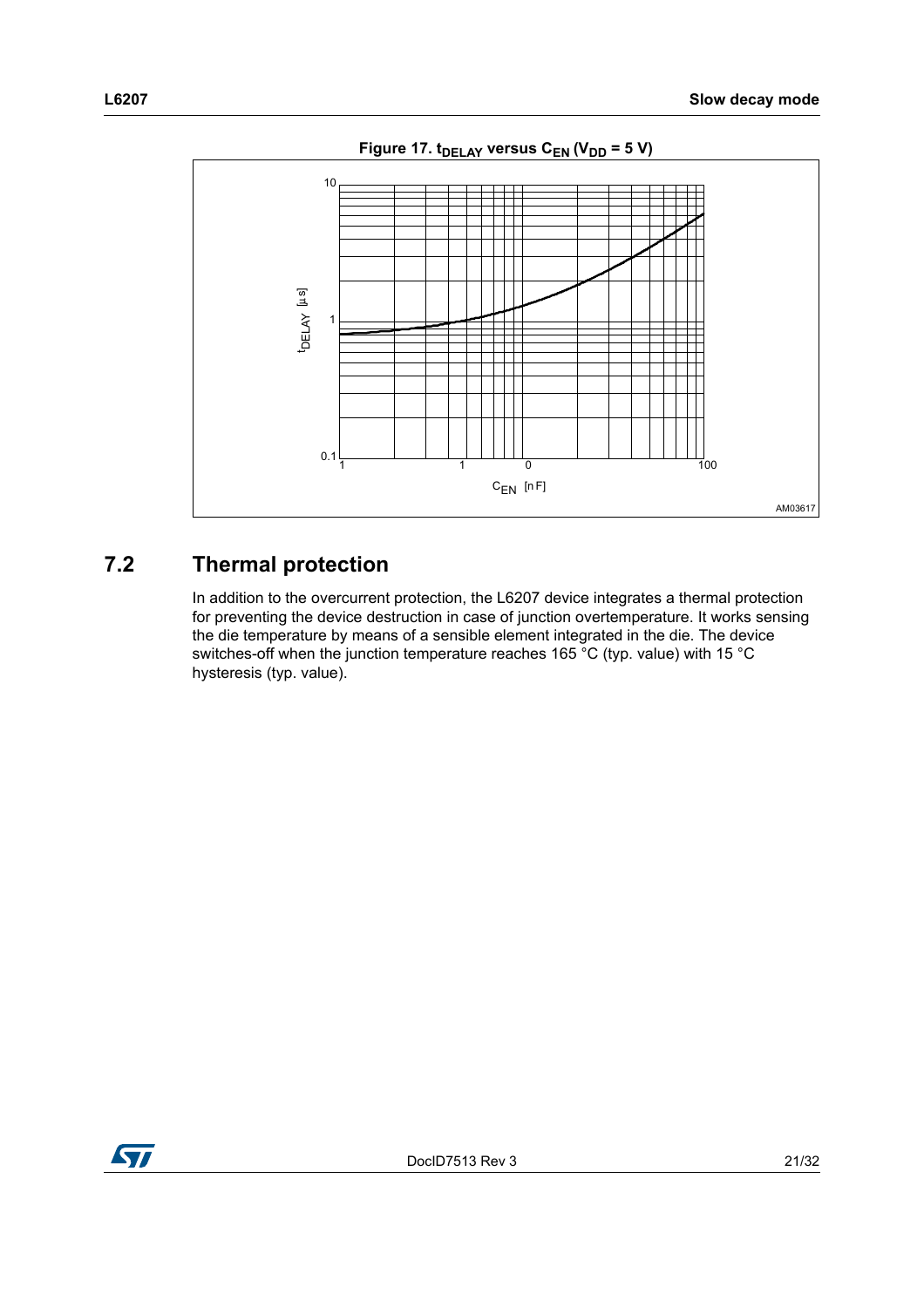**Figure 17. $t_{DELAY}$ versus $C_{EN}$ ($V_{DD}$ = 5 V)**

## 7.2 Thermal protection

In addition to the overcurrent protection, the L6207 device integrates a thermal protection for preventing the device destruction in case of junction overtemperature. It works sensing the die temperature by means of a sensible element integrated in the die. The device switches-off when the junction temperature reaches 165 °C (typ. value) with 15 °C hysteresis (typ. value).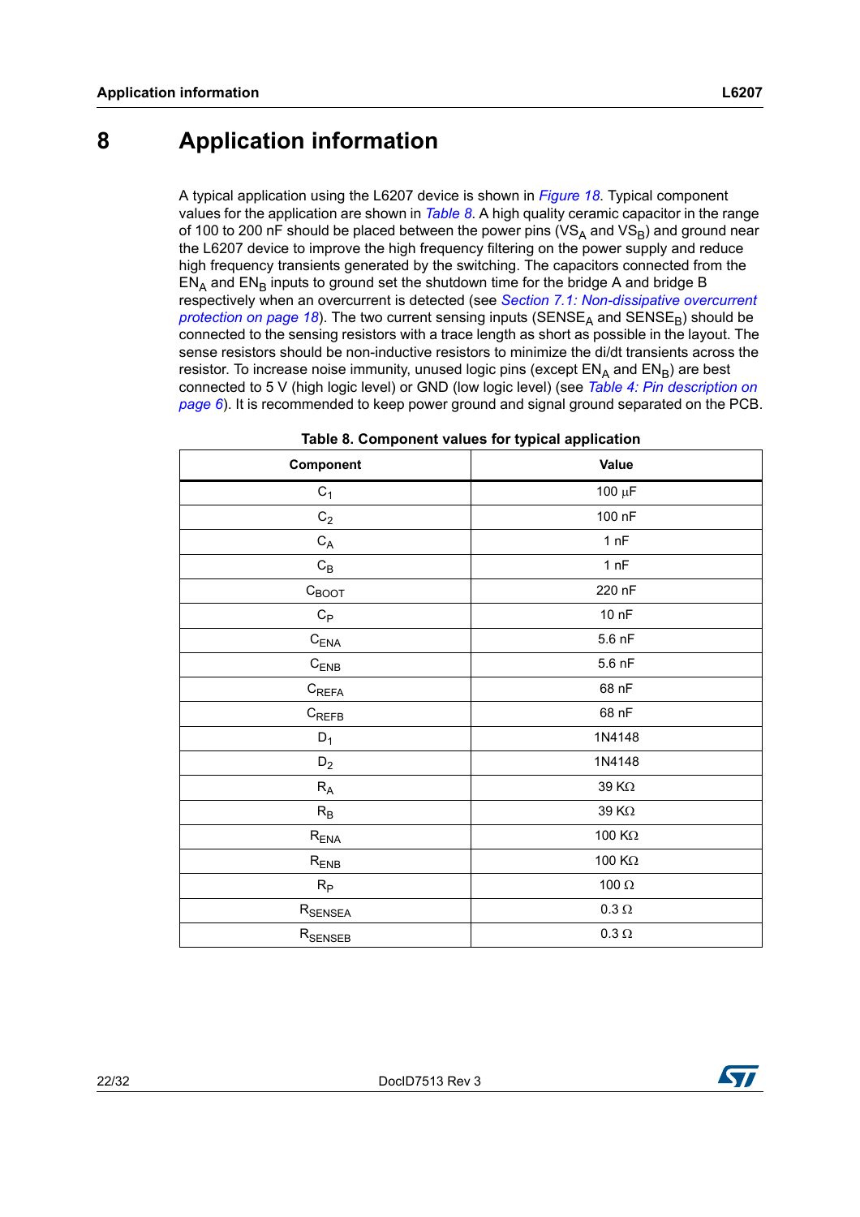# 8 Application information

A typical application using the L6207 device is shown in *Figure 18*. Typical component values for the application are shown in *Table 8*. A high quality ceramic capacitor in the range of 100 to 200 nF should be placed between the power pins ($VS_A$ and $VS_B$) and ground near the L6207 device to improve the high frequency filtering on the power supply and reduce high frequency transients generated by the switching. The capacitors connected from the $EN_A$ and $EN_B$ inputs to ground set the shutdown time for the bridge A and bridge B respectively when an overcurrent is detected (see *Section 7.1: Non-dissipative overcurrent protection on page 18*). The two current sensing inputs ($SENSE_A$ and $SENSE_B$) should be connected to the sensing resistors with a trace length as short as possible in the layout. The sense resistors should be non-inductive resistors to minimize the di/dt transients across the resistor. To increase noise immunity, unused logic pins (except $EN_A$ and $EN_B$) are best connected to 5 V (high logic level) or GND (low logic level) (see *Table 4: Pin description on page 6*). It is recommended to keep power ground and signal ground separated on the PCB.

**Table 8. Component values for typical application**

| Component | Value |
|---|---|
| $C_1$ | 100 µF |
| $C_2$ | 100 nF |
| $C_A$ | 1 nF |
| $C_B$ | 1 nF |
| $C_{BOOT}$ | 220 nF |
| $C_P$ | 10 nF |
| $C_{ENA}$ | 5.6 nF |
| $C_{ENB}$ | 5.6 nF |
| $C_{REFA}$ | 68 nF |
| $C_{REFB}$ | 68 nF |
| $D_1$ | 1N4148 |
| $D_2$ | 1N4148 |
| $R_A$ | 39 KΩ |
| $R_B$ | 39 KΩ |
| $R_{ENA}$ | 100 KΩ |
| $R_{ENB}$ | 100 KΩ |
| $R_P$ | 100 Ω |
| $R_{SENSEA}$ | 0.3 Ω |
| $R_{SENSEB}$ | 0.3 Ω |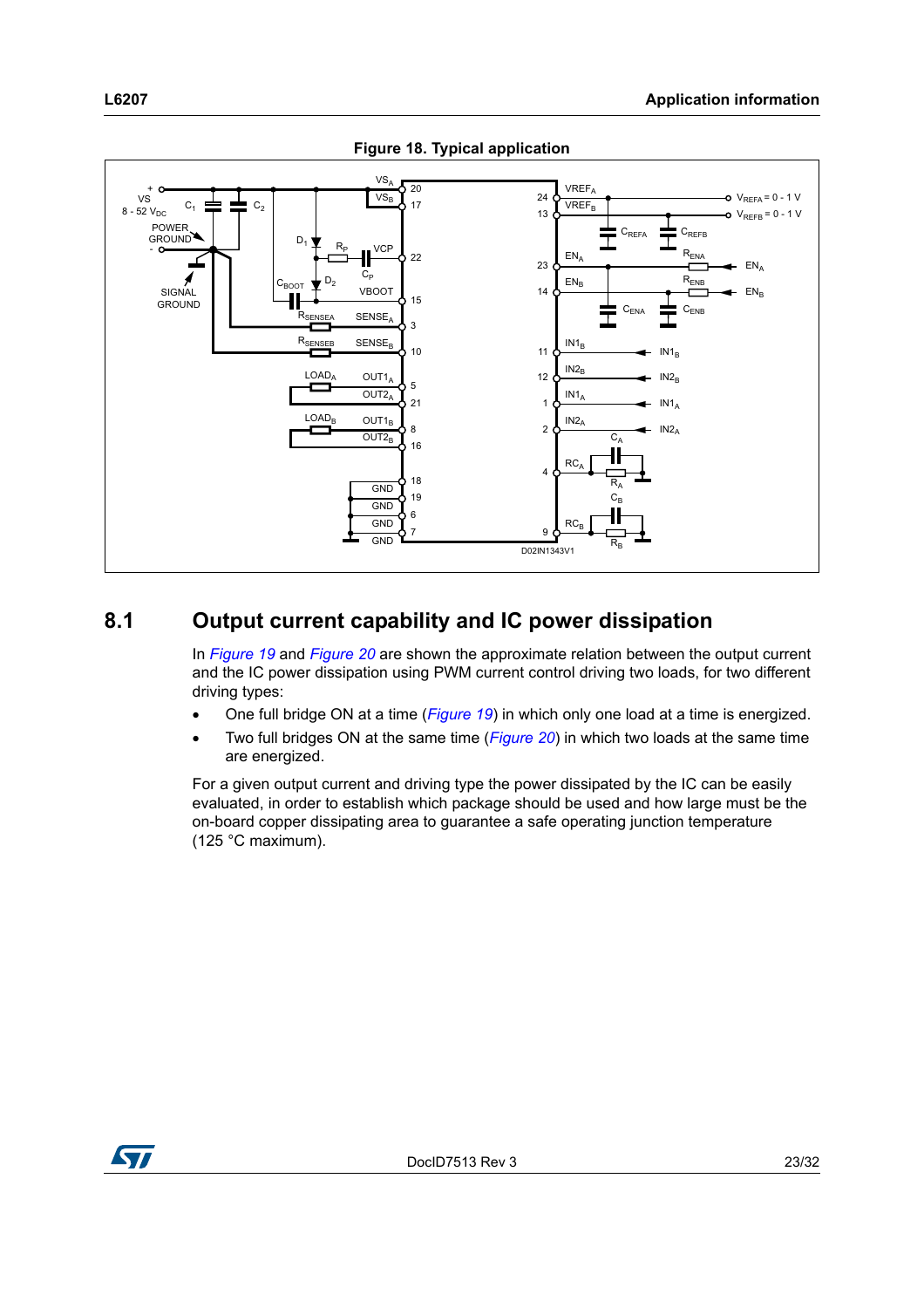**Figure 18. Typical application**

## 8.1 Output current capability and IC power dissipation

In *Figure 19* and *Figure 20* are shown the approximate relation between the output current and the IC power dissipation using PWM current control driving two loads, for two different driving types:

- One full bridge ON at a time (*Figure 19*) in which only one load at a time is energized.
- Two full bridges ON at the same time (*Figure 20*) in which two loads at the same time are energized.

For a given output current and driving type the power dissipated by the IC can be easily evaluated, in order to establish which package should be used and how large must be the on-board copper dissipating area to guarantee a safe operating junction temperature (125 °C maximum).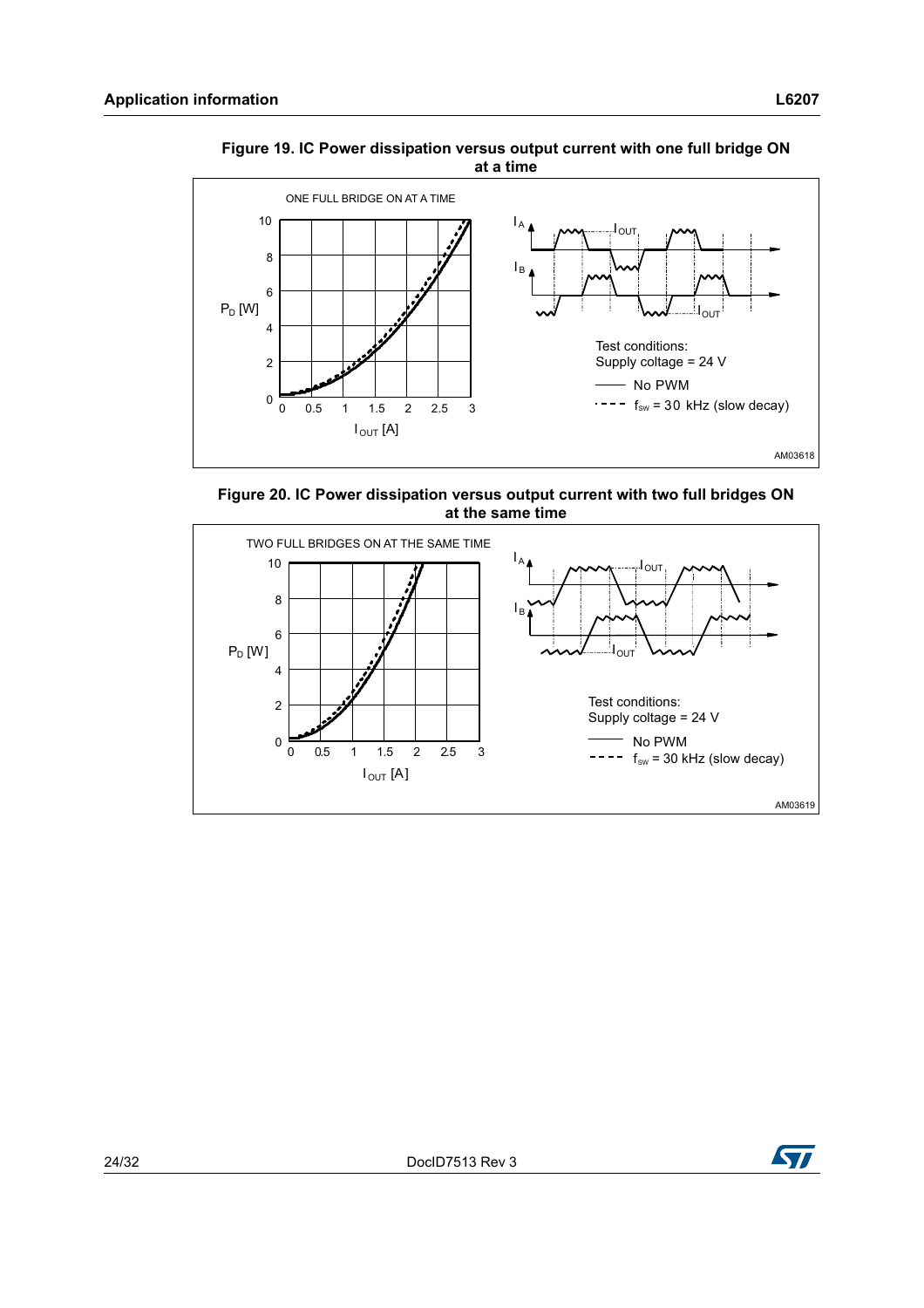**Figure 19. IC Power dissipation versus output current with one full bridge ON at a time**

ONE FULL BRIDGE ON AT A TIME

Test conditions:
Supply coltage = 24 V

—— No PWM

- - - - $f_{sw}$ = 30 kHz (slow decay)

AM03618

**Figure 20. IC Power dissipation versus output current with two full bridges ON at the same time**

TWO FULL BRIDGES ON AT THE SAME TIME

Test conditions:
Supply coltage = 24 V

—— No PWM

- - - - $f_{sw}$ = 30 kHz (slow decay)

AM03619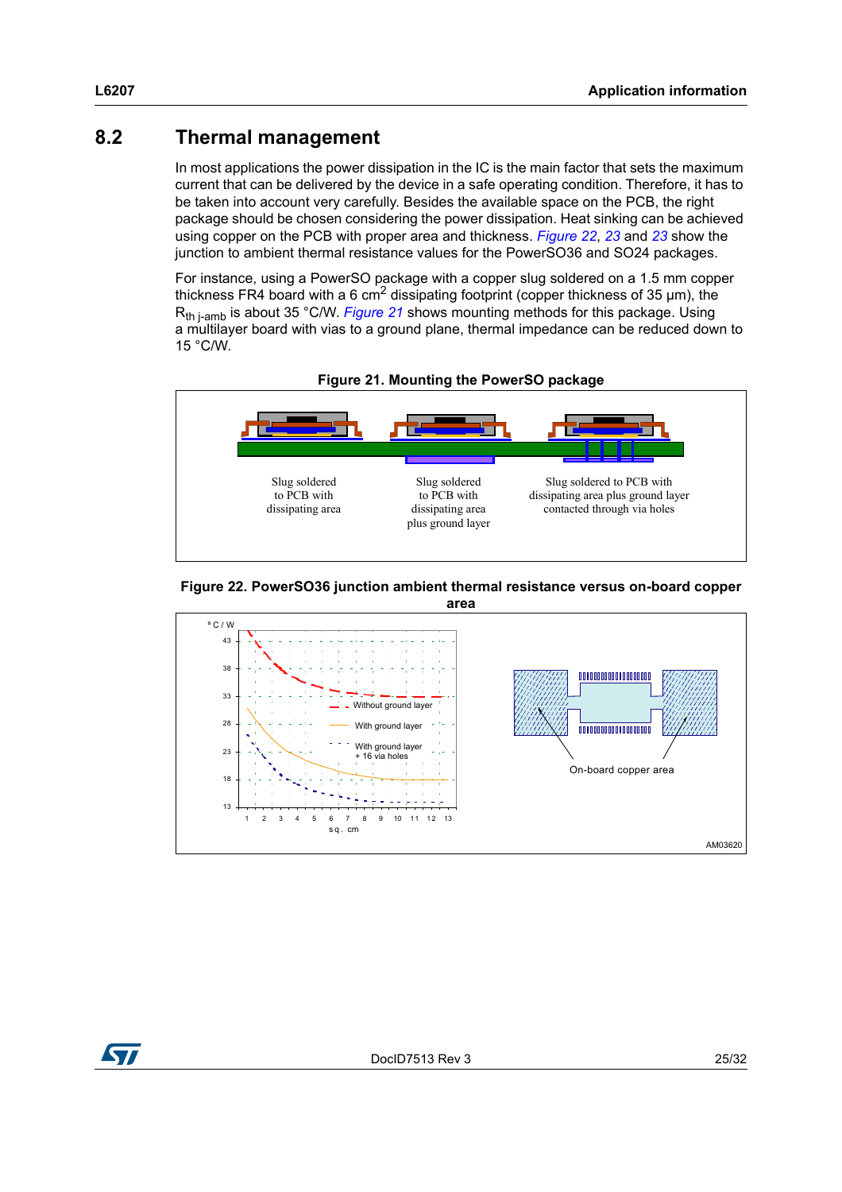## 8.2 Thermal management

In most applications the power dissipation in the IC is the main factor that sets the maximum current that can be delivered by the device in a safe operating condition. Therefore, it has to be taken into account very carefully. Besides the available space on the PCB, the right package should be chosen considering the power dissipation. Heat sinking can be achieved using copper on the PCB with proper area and thickness. *Figure 22*, *23* and *23* show the junction to ambient thermal resistance values for the PowerSO36 and SO24 packages.

For instance, using a PowerSO package with a copper slug soldered on a 1.5 mm copper thickness FR4 board with a 6 $cm^2$ dissipating footprint (copper thickness of 35 µm), the $R_{th\ j\text{-}amb}$ is about 35 °C/W. *Figure 21* shows mounting methods for this package. Using a multilayer board with vias to a ground plane, thermal impedance can be reduced down to 15 °C/W.

**Figure 21. Mounting the PowerSO package**

Slug soldered to PCB with dissipating area

Slug soldered to PCB with dissipating area plus ground layer

Slug soldered to PCB with dissipating area plus ground layer contacted through via holes

**Figure 22. PowerSO36 junction ambient thermal resistance versus on-board copper area**

°C / W

Without ground layer

With ground layer

With ground layer + 16 via holes

sq. cm

On-board copper area

AM03620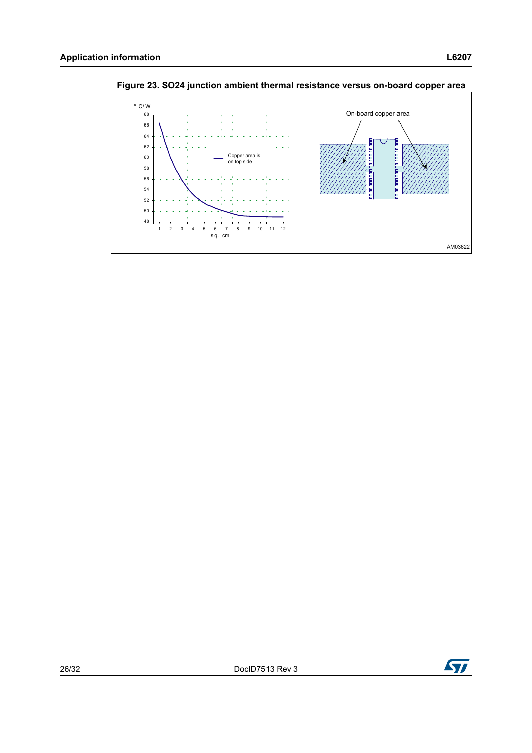**Figure 23. SO24 junction ambient thermal resistance versus on-board copper area**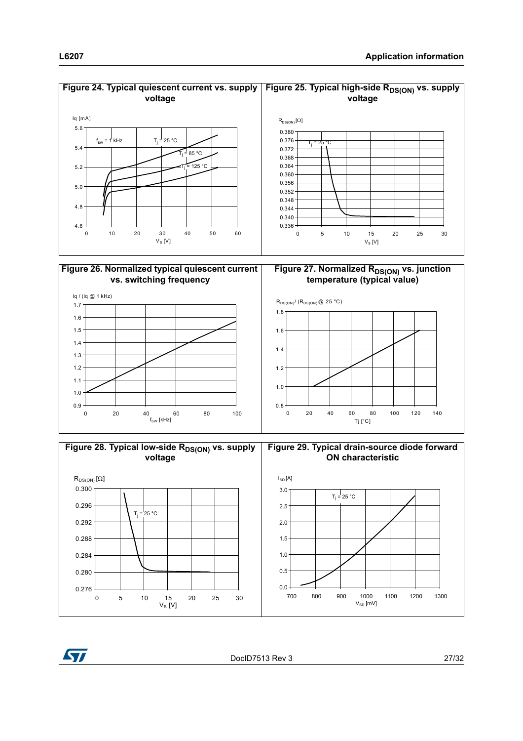**Figure 24. Typical quiescent current vs. supply voltage**

**Figure 25. Typical high-side $R_{DS(ON)}$ vs. supply voltage**

**Figure 26. Normalized typical quiescent current vs. switching frequency**

**Figure 27. Normalized $R_{DS(ON)}$ vs. junction temperature (typical value)**

**Figure 28. Typical low-side $R_{DS(ON)}$ vs. supply voltage**

**Figure 29. Typical drain-source diode forward ON characteristic**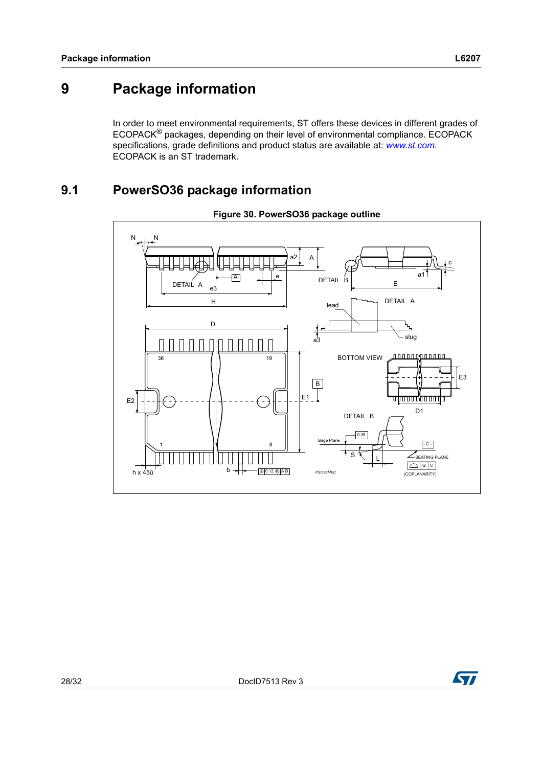# 9 Package information

In order to meet environmental requirements, ST offers these devices in different grades of ECOPACK® packages, depending on their level of environmental compliance. ECOPACK specifications, grade definitions and product status are available at: *www.st.com*. ECOPACK is an ST trademark.

## 9.1 PowerSO36 package information

**Figure 30. PowerSO36 package outline**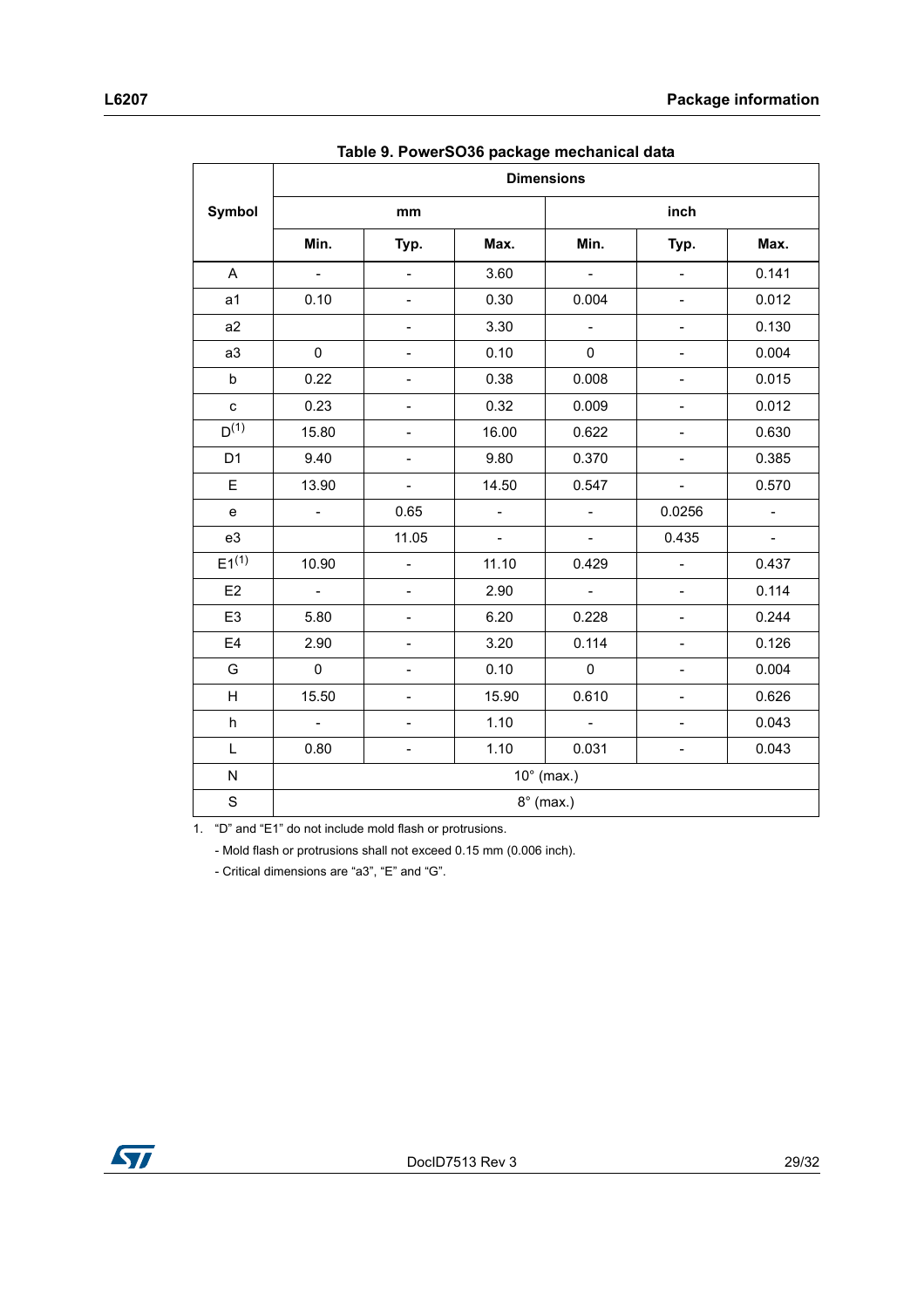**Table 9. PowerSO36 package mechanical data**

| Symbol | Dimensions | | | | | |
|---|---|---|---|---|---|---|
| | mm | | | inch | | |
| | Min. | Typ. | Max. | Min. | Typ. | Max. |
| A | - | - | 3.60 | - | - | 0.141 |
| a1 | 0.10 | - | 0.30 | 0.004 | - | 0.012 |
| a2 | | - | 3.30 | - | - | 0.130 |
| a3 | 0 | - | 0.10 | 0 | - | 0.004 |
| b | 0.22 | - | 0.38 | 0.008 | - | 0.015 |
| c | 0.23 | - | 0.32 | 0.009 | - | 0.012 |
| D(1) | 15.80 | - | 16.00 | 0.622 | - | 0.630 |
| D1 | 9.40 | - | 9.80 | 0.370 | - | 0.385 |
| E | 13.90 | - | 14.50 | 0.547 | - | 0.570 |
| e | - | 0.65 | - | - | 0.0256 | - |
| e3 | | 11.05 | - | - | 0.435 | - |
| E1(1) | 10.90 | - | 11.10 | 0.429 | - | 0.437 |
| E2 | - | - | 2.90 | - | - | 0.114 |
| E3 | 5.80 | - | 6.20 | 0.228 | - | 0.244 |
| E4 | 2.90 | - | 3.20 | 0.114 | - | 0.126 |
| G | 0 | - | 0.10 | 0 | - | 0.004 |
| H | 15.50 | - | 15.90 | 0.610 | - | 0.626 |
| h | - | - | 1.10 | - | - | 0.043 |
| L | 0.80 | - | 1.10 | 0.031 | - | 0.043 |
| N | 10° (max.) | | | | | |
| S | 8° (max.) | | | | | |

1. "D" and "E1" do not include mold flash or protrusions.
   - Mold flash or protrusions shall not exceed 0.15 mm (0.006 inch).
   - Critical dimensions are "a3", "E" and "G".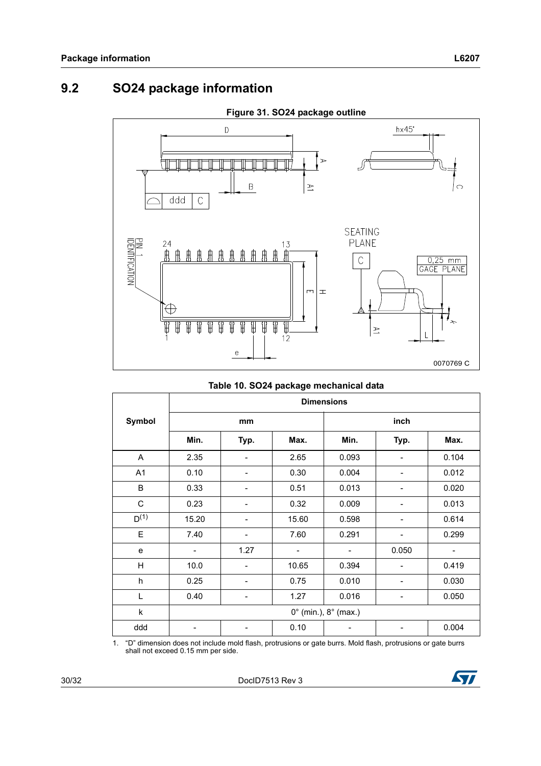## 9.2 SO24 package information

**Figure 31. SO24 package outline**

**Table 10. SO24 package mechanical data**

| Symbol | Dimensions | | | | | |
|---|---|---|---|---|---|---|
| | mm | | | inch | | |
| | Min. | Typ. | Max. | Min. | Typ. | Max. |
| A | 2.35 | - | 2.65 | 0.093 | - | 0.104 |
| A1 | 0.10 | - | 0.30 | 0.004 | - | 0.012 |
| B | 0.33 | - | 0.51 | 0.013 | - | 0.020 |
| C | 0.23 | - | 0.32 | 0.009 | - | 0.013 |
| D(1) | 15.20 | - | 15.60 | 0.598 | - | 0.614 |
| E | 7.40 | - | 7.60 | 0.291 | - | 0.299 |
| e | - | 1.27 | - | - | 0.050 | - |
| H | 10.0 | - | 10.65 | 0.394 | - | 0.419 |
| h | 0.25 | - | 0.75 | 0.010 | - | 0.030 |
| L | 0.40 | - | 1.27 | 0.016 | - | 0.050 |
| k | 0° (min.), 8° (max.) | | | | | |
| ddd | - | - | 0.10 | - | - | 0.004 |

1. "D" dimension does not include mold flash, protrusions or gate burrs. Mold flash, protrusions or gate burrs shall not exceed 0.15 mm per side.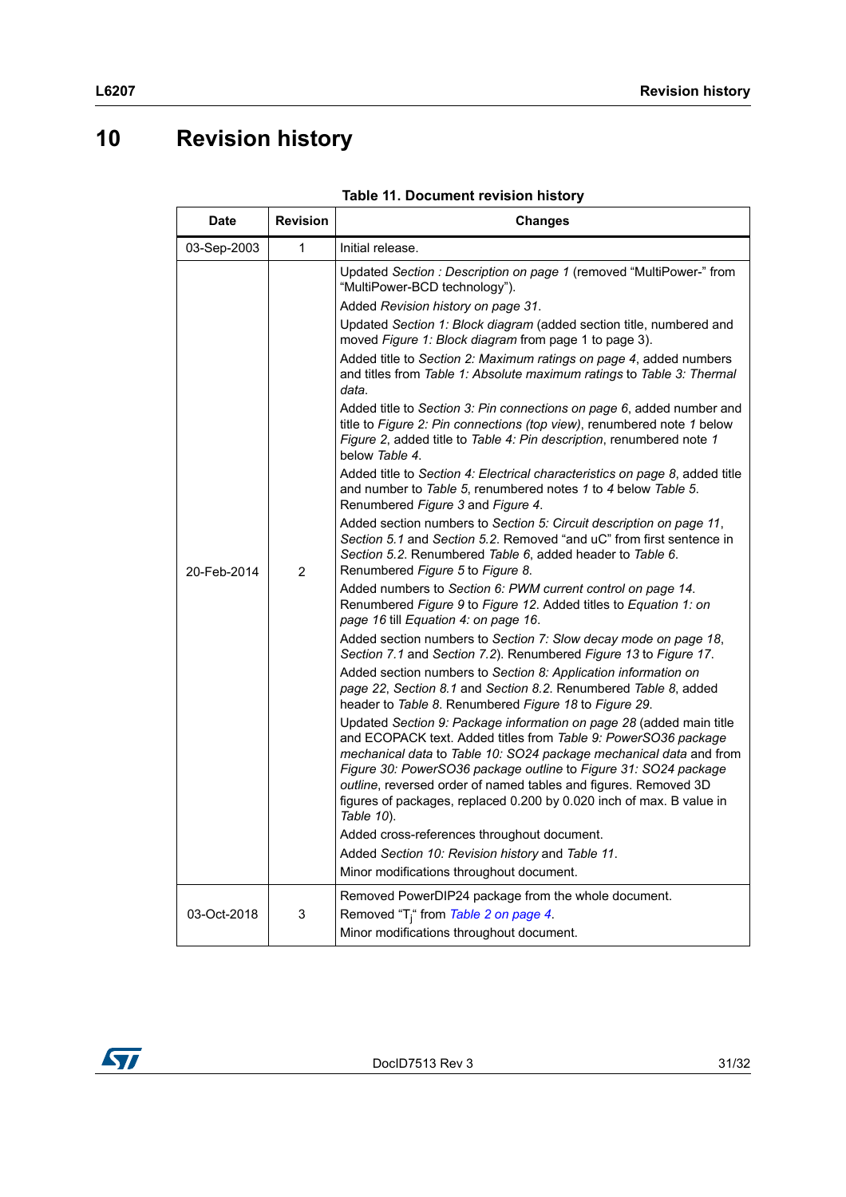# 10 Revision history

**Table 11. Document revision history**

| Date | Revision | Changes |
|---|---|---|
| 03-Sep-2003 | 1 | Initial release. |
| 20-Feb-2014 | 2 | Updated *Section : Description on page 1* (removed “MultiPower-” from “MultiPower-BCD technology”).<br>Added *Revision history on page 31*.<br>Updated *Section 1: Block diagram* (added section title, numbered and moved *Figure 1: Block diagram* from page 1 to page 3).<br>Added title to *Section 2: Maximum ratings on page 4*, added numbers and titles from *Table 1: Absolute maximum ratings* to *Table 3: Thermal data*.<br>Added title to *Section 3: Pin connections on page 6*, added number and title to *Figure 2: Pin connections (top view)*, renumbered note *1* below *Figure 2*, added title to *Table 4: Pin description*, renumbered note *1* below *Table 4*.<br>Added title to *Section 4: Electrical characteristics on page 8*, added title and number to *Table 5*, renumbered notes *1* to *4* below *Table 5*. Renumbered *Figure 3* and *Figure 4*.<br>Added section numbers to *Section 5: Circuit description on page 11*, *Section 5.1* and *Section 5.2*. Removed “and uC” from first sentence in *Section 5.2*. Renumbered *Table 6*, added header to *Table 6*. Renumbered *Figure 5* to *Figure 8*.<br>Added numbers to *Section 6: PWM current control on page 14*. Renumbered *Figure 9* to *Figure 12*. Added titles to *Equation 1: on page 16* till *Equation 4: on page 16*.<br>Added section numbers to *Section 7: Slow decay mode on page 18*, *Section 7.1* and *Section 7.2*). Renumbered *Figure 13* to *Figure 17*.<br>Added section numbers to *Section 8: Application information on page 22*, *Section 8.1* and *Section 8.2*. Renumbered *Table 8*, added header to *Table 8*. Renumbered *Figure 18* to *Figure 29*.<br>Updated *Section 9: Package information on page 28* (added main title and ECOPACK text. Added titles from *Table 9: PowerSO36 package mechanical data* to *Table 10: SO24 package mechanical data* and from *Figure 30: PowerSO36 package outline* to *Figure 31: SO24 package outline*, reversed order of named tables and figures. Removed 3D figures of packages, replaced 0.200 by 0.020 inch of max. B value in *Table 10*).<br>Added cross-references throughout document.<br>Added *Section 10: Revision history* and *Table 11*.<br>Minor modifications throughout document. |
| 03-Oct-2018 | 3 | Removed PowerDIP24 package from the whole document.<br>Removed “$T_j$“ from *Table 2 on page 4*.<br>Minor modifications throughout document. |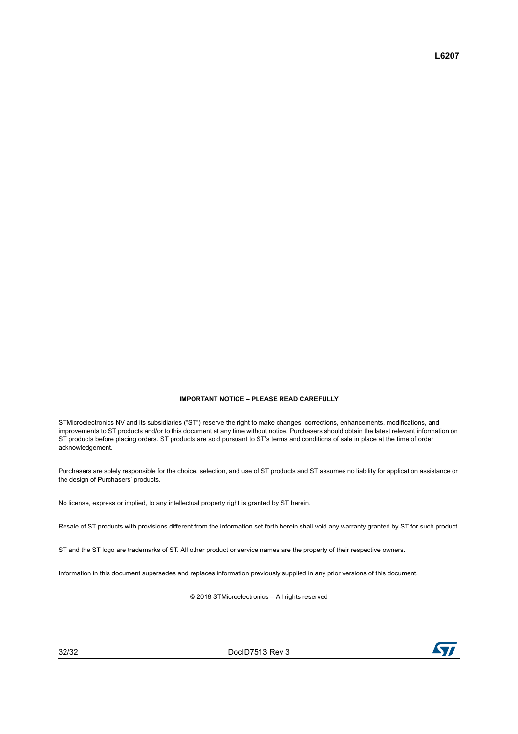**IMPORTANT NOTICE – PLEASE READ CAREFULLY**

STMicroelectronics NV and its subsidiaries (“ST”) reserve the right to make changes, corrections, enhancements, modifications, and improvements to ST products and/or to this document at any time without notice. Purchasers should obtain the latest relevant information on ST products before placing orders. ST products are sold pursuant to ST’s terms and conditions of sale in place at the time of order acknowledgement.

Purchasers are solely responsible for the choice, selection, and use of ST products and ST assumes no liability for application assistance or the design of Purchasers’ products.

No license, express or implied, to any intellectual property right is granted by ST herein.

Resale of ST products with provisions different from the information set forth herein shall void any warranty granted by ST for such product.

ST and the ST logo are trademarks of ST. All other product or service names are the property of their respective owners.

Information in this document supersedes and replaces information previously supplied in any prior versions of this document.

© 2018 STMicroelectronics – All rights reserved